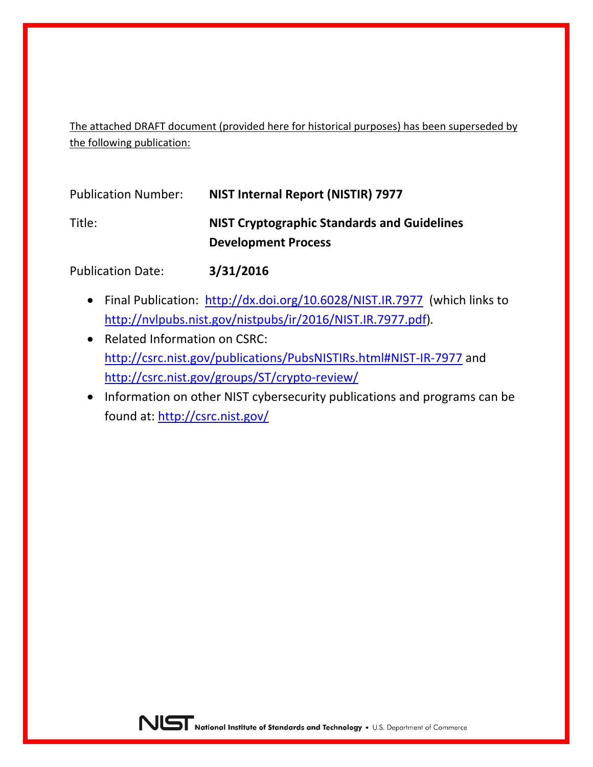The attached DRAFT document (provided here for historical purposes) has been superseded by the following publication:

| | |
|---|---|
| Publication Number: | **NIST Internal Report (NISTIR) 7977** |
| Title: | **NIST Cryptographic Standards and Guidelines Development Process** |
| Publication Date: | **3/31/2016** |

- Final Publication: http://dx.doi.org/10.6028/NIST.IR.7977 (which links to http://nvlpubs.nist.gov/nistpubs/ir/2016/NIST.IR.7977.pdf).
- Related Information on CSRC: http://csrc.nist.gov/publications/PubsNISTIRs.html#NIST-IR-7977 and http://csrc.nist.gov/groups/ST/crypto-review/
- Information on other NIST cybersecurity publications and programs can be found at: http://csrc.nist.gov/

NIST National Institute of Standards and Technology • U.S. Department of Commerce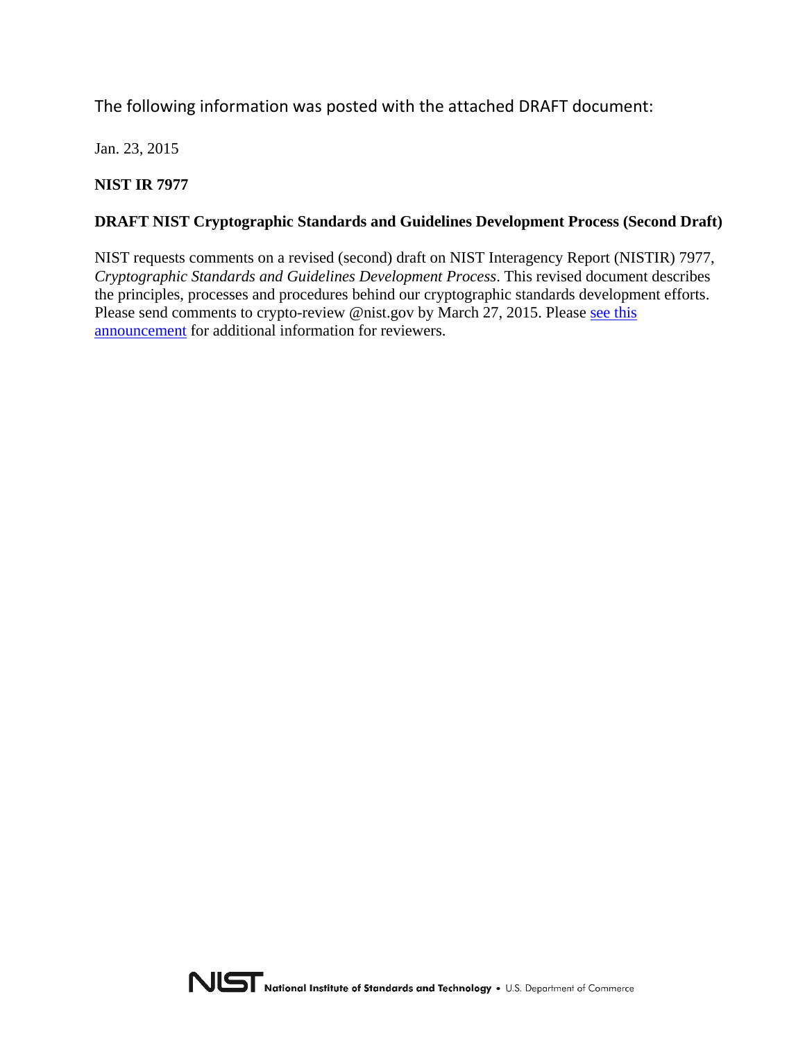The following information was posted with the attached DRAFT document:

Jan. 23, 2015

**NIST IR 7977**

**DRAFT NIST Cryptographic Standards and Guidelines Development Process (Second Draft)**

NIST requests comments on a revised (second) draft on NIST Interagency Report (NISTIR) 7977, *Cryptographic Standards and Guidelines Development Process*. This revised document describes the principles, processes and procedures behind our cryptographic standards development efforts. Please send comments to crypto-review @nist.gov by March 27, 2015. Please see this announcement for additional information for reviewers.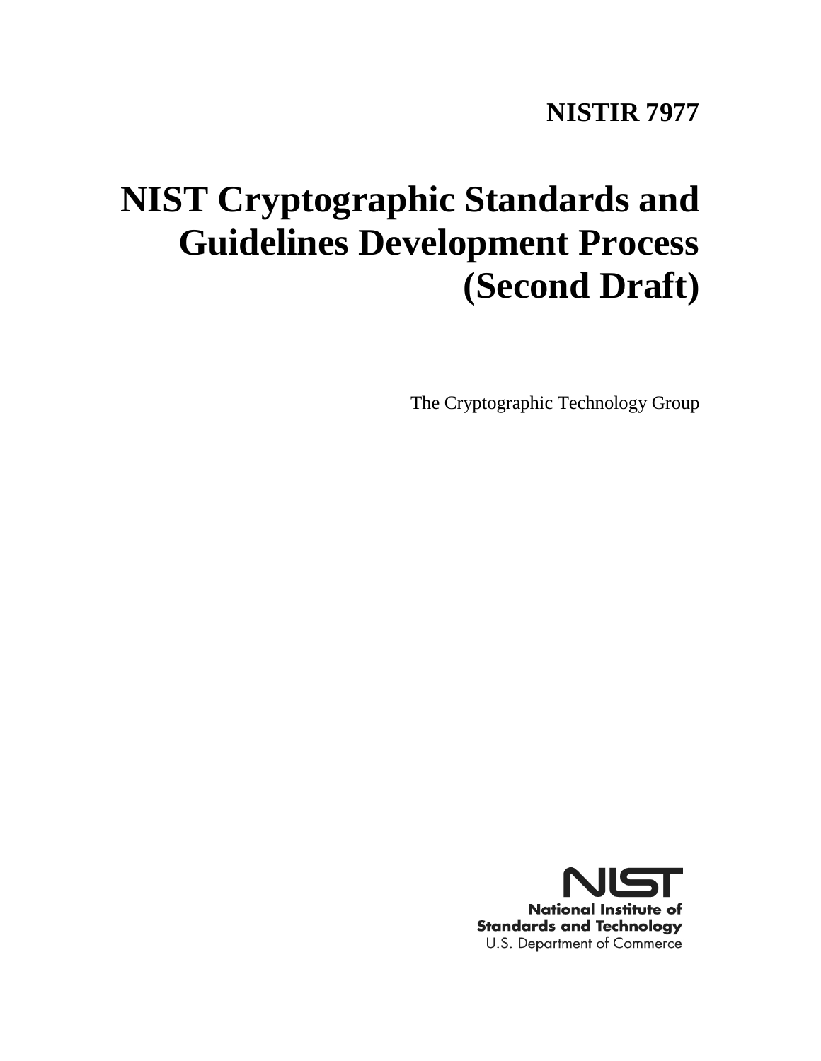**NISTIR 7977**

# NIST Cryptographic Standards and Guidelines Development Process (Second Draft)

The Cryptographic Technology Group

**National Institute of Standards and Technology**
U.S. Department of Commerce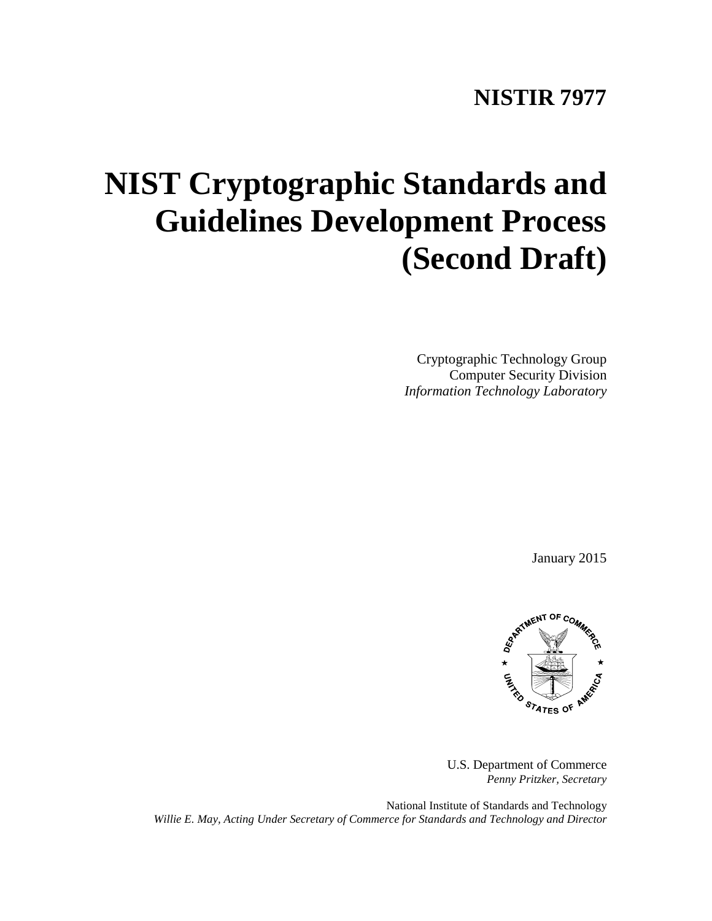# NISTIR 7977

# NIST Cryptographic Standards and Guidelines Development Process (Second Draft)

Cryptographic Technology Group
Computer Security Division
*Information Technology Laboratory*

January 2015

U.S. Department of Commerce
*Penny Pritzker, Secretary*

National Institute of Standards and Technology
*Willie E. May, Acting Under Secretary of Commerce for Standards and Technology and Director*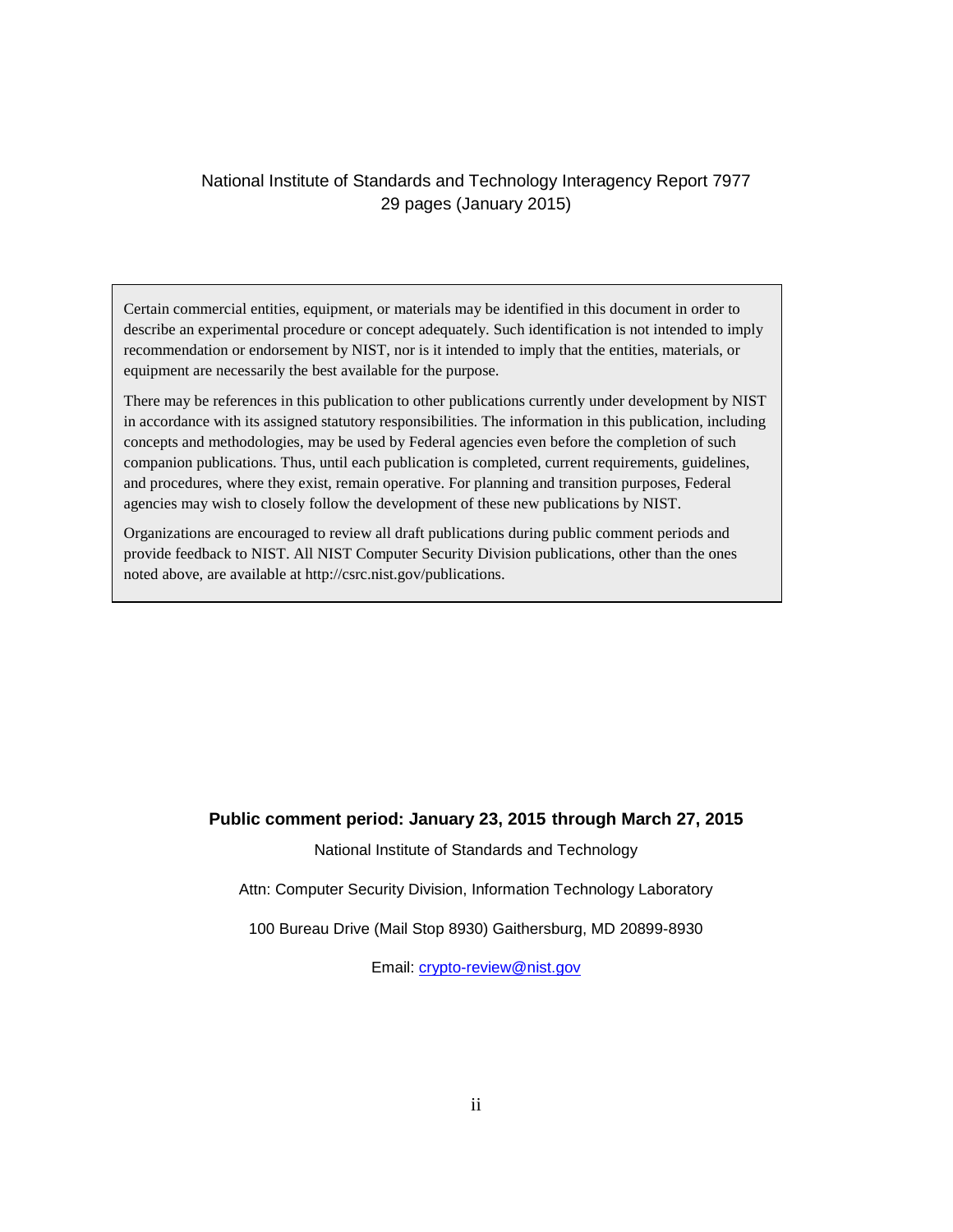National Institute of Standards and Technology Interagency Report 7977
29 pages (January 2015)

Certain commercial entities, equipment, or materials may be identified in this document in order to describe an experimental procedure or concept adequately. Such identification is not intended to imply recommendation or endorsement by NIST, nor is it intended to imply that the entities, materials, or equipment are necessarily the best available for the purpose.

There may be references in this publication to other publications currently under development by NIST in accordance with its assigned statutory responsibilities. The information in this publication, including concepts and methodologies, may be used by Federal agencies even before the completion of such companion publications. Thus, until each publication is completed, current requirements, guidelines, and procedures, where they exist, remain operative. For planning and transition purposes, Federal agencies may wish to closely follow the development of these new publications by NIST.

Organizations are encouraged to review all draft publications during public comment periods and provide feedback to NIST. All NIST Computer Security Division publications, other than the ones noted above, are available at http://csrc.nist.gov/publications.

**Public comment period: January 23, 2015 through March 27, 2015**

National Institute of Standards and Technology

Attn: Computer Security Division, Information Technology Laboratory

100 Bureau Drive (Mail Stop 8930) Gaithersburg, MD 20899-8930

Email: crypto-review@nist.gov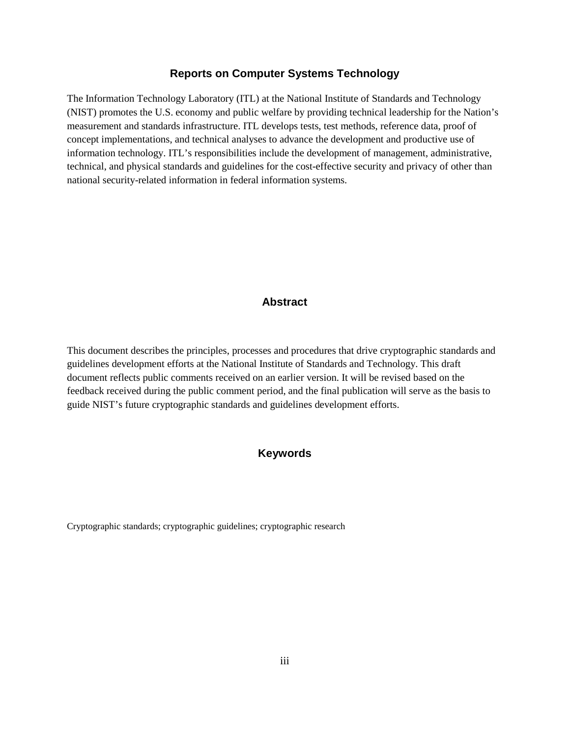## Reports on Computer Systems Technology

The Information Technology Laboratory (ITL) at the National Institute of Standards and Technology (NIST) promotes the U.S. economy and public welfare by providing technical leadership for the Nation's measurement and standards infrastructure. ITL develops tests, test methods, reference data, proof of concept implementations, and technical analyses to advance the development and productive use of information technology. ITL's responsibilities include the development of management, administrative, technical, and physical standards and guidelines for the cost-effective security and privacy of other than national security-related information in federal information systems.

## Abstract

This document describes the principles, processes and procedures that drive cryptographic standards and guidelines development efforts at the National Institute of Standards and Technology. This draft document reflects public comments received on an earlier version. It will be revised based on the feedback received during the public comment period, and the final publication will serve as the basis to guide NIST's future cryptographic standards and guidelines development efforts.

## Keywords

Cryptographic standards; cryptographic guidelines; cryptographic research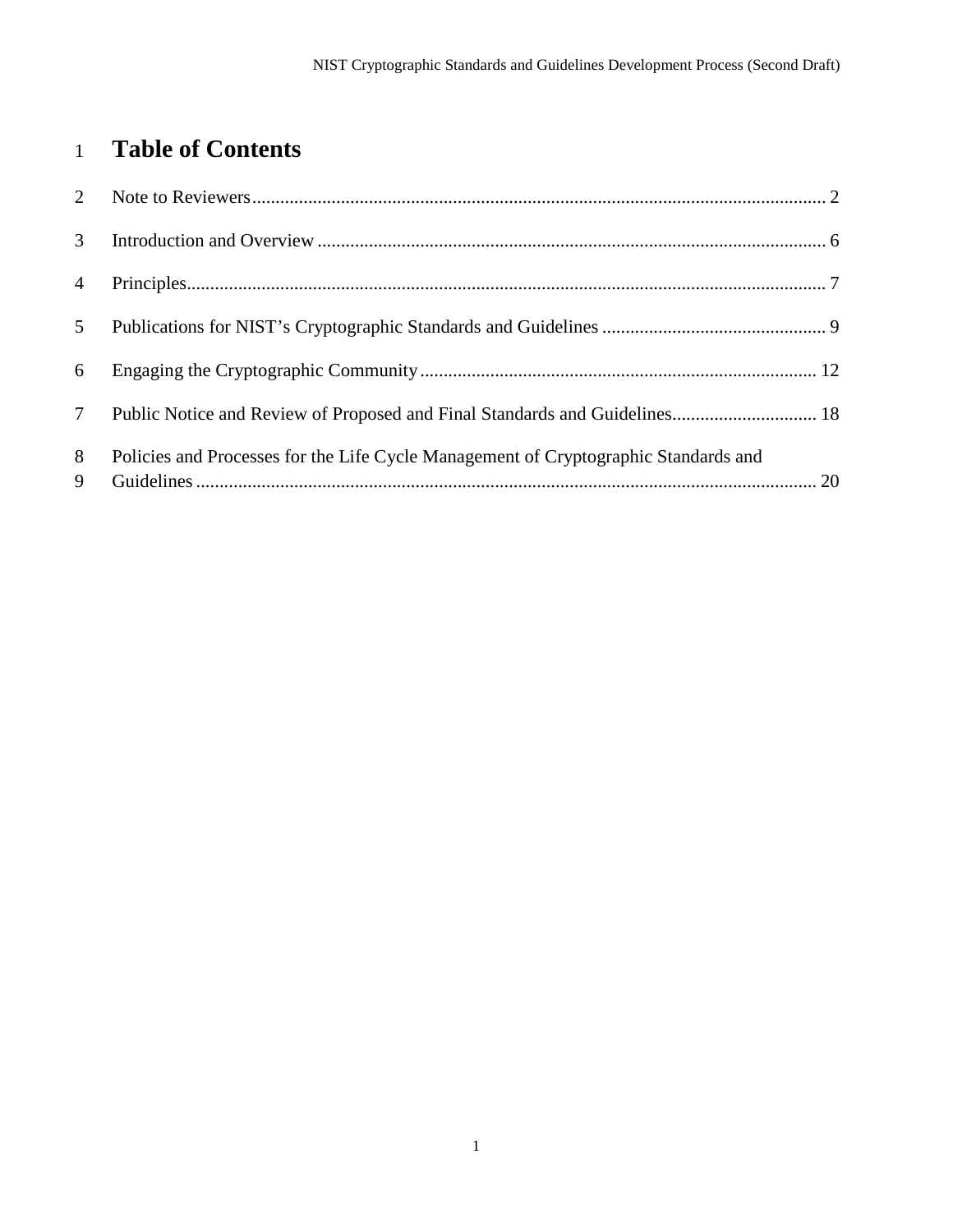# Table of Contents

Note to Reviewers .......... 2

Introduction and Overview .......... 6

Principles .......... 7

Publications for NIST's Cryptographic Standards and Guidelines .......... 9

Engaging the Cryptographic Community .......... 12

Public Notice and Review of Proposed and Final Standards and Guidelines .......... 18

Policies and Processes for the Life Cycle Management of Cryptographic Standards and Guidelines .......... 20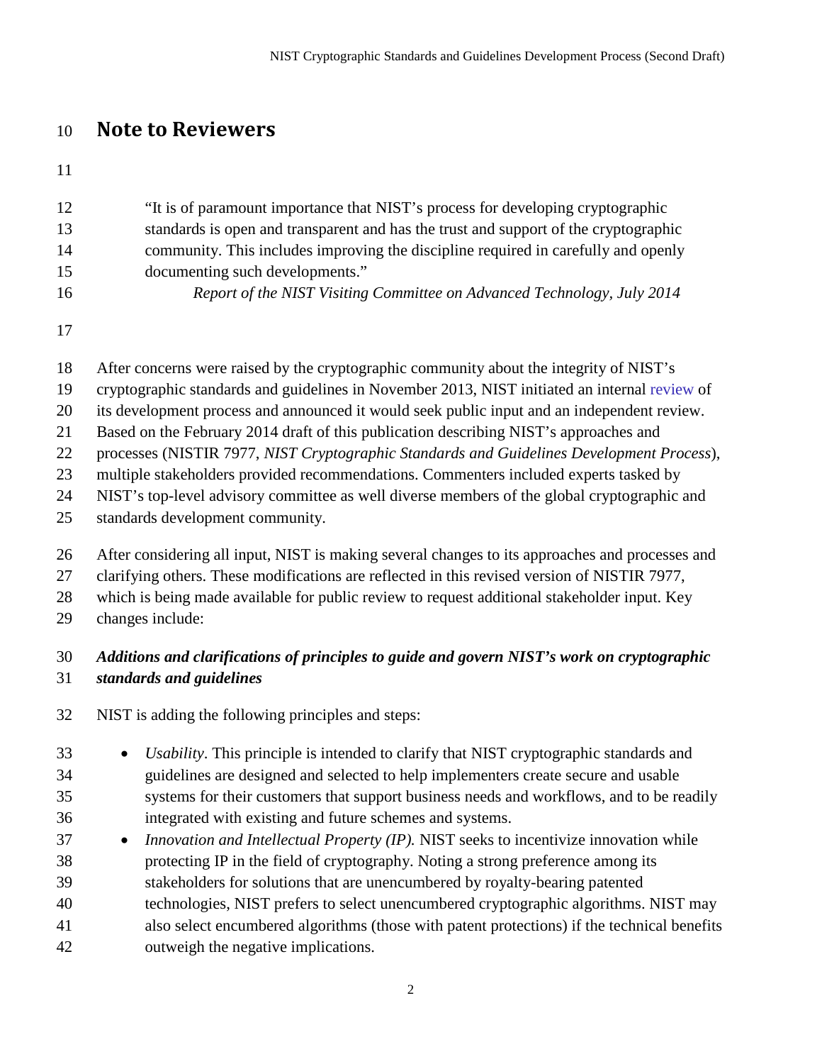# Note to Reviewers

> "It is of paramount importance that NIST's process for developing cryptographic standards is open and transparent and has the trust and support of the cryptographic community. This includes improving the discipline required in carefully and openly documenting such developments."
>
> *Report of the NIST Visiting Committee on Advanced Technology, July 2014*

After concerns were raised by the cryptographic community about the integrity of NIST's cryptographic standards and guidelines in November 2013, NIST initiated an internal review of its development process and announced it would seek public input and an independent review. Based on the February 2014 draft of this publication describing NIST's approaches and processes (NISTIR 7977, *NIST Cryptographic Standards and Guidelines Development Process*), multiple stakeholders provided recommendations. Commenters included experts tasked by NIST's top-level advisory committee as well diverse members of the global cryptographic and standards development community.

After considering all input, NIST is making several changes to its approaches and processes and clarifying others. These modifications are reflected in this revised version of NISTIR 7977, which is being made available for public review to request additional stakeholder input. Key changes include:

***Additions and clarifications of principles to guide and govern NIST's work on cryptographic standards and guidelines***

NIST is adding the following principles and steps:

- *Usability*. This principle is intended to clarify that NIST cryptographic standards and guidelines are designed and selected to help implementers create secure and usable systems for their customers that support business needs and workflows, and to be readily integrated with existing and future schemes and systems.
- *Innovation and Intellectual Property (IP).* NIST seeks to incentivize innovation while protecting IP in the field of cryptography. Noting a strong preference among its stakeholders for solutions that are unencumbered by royalty-bearing patented technologies, NIST prefers to select unencumbered cryptographic algorithms. NIST may also select encumbered algorithms (those with patent protections) if the technical benefits outweigh the negative implications.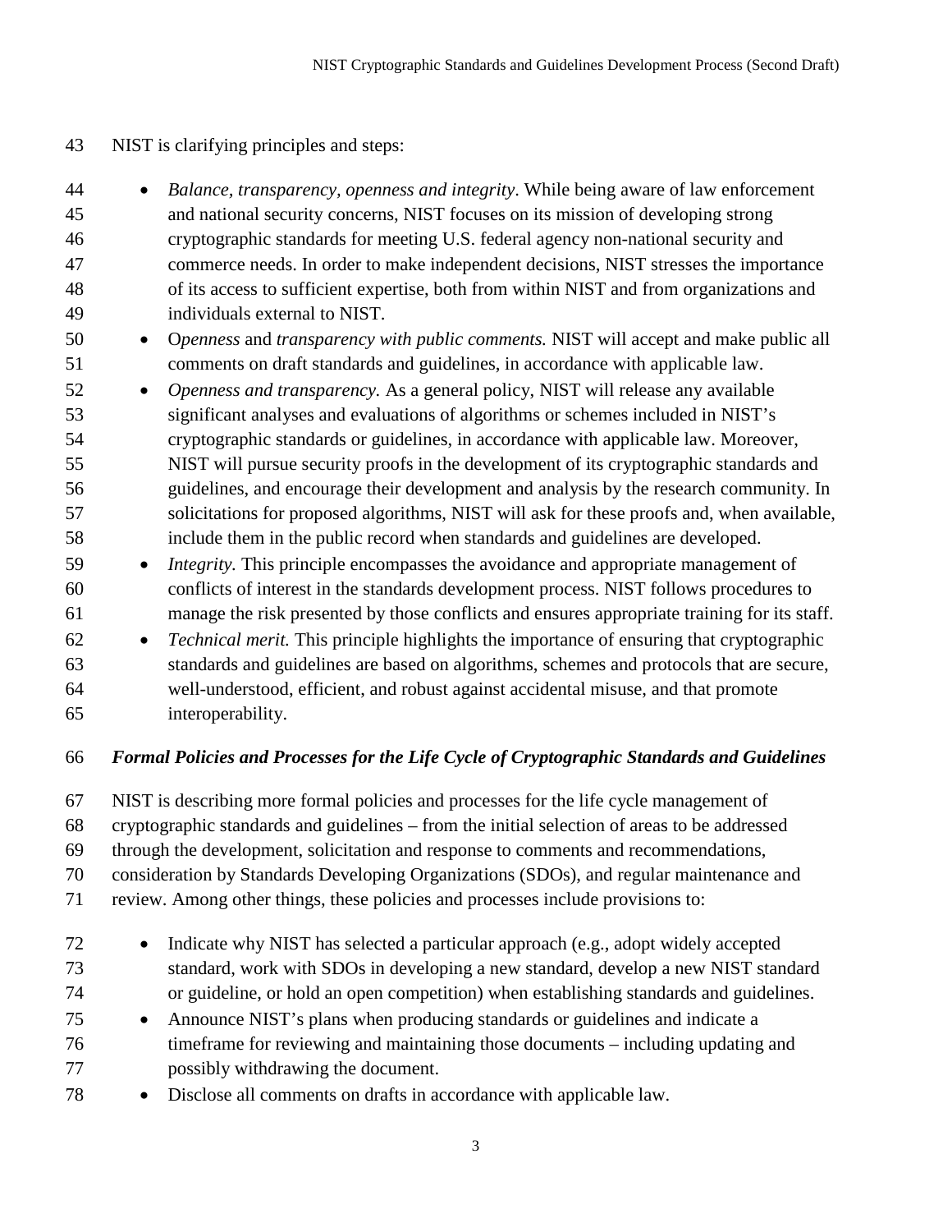NIST is clarifying principles and steps:

- *Balance, transparency, openness and integrity*. While being aware of law enforcement and national security concerns, NIST focuses on its mission of developing strong cryptographic standards for meeting U.S. federal agency non-national security and commerce needs. In order to make independent decisions, NIST stresses the importance of its access to sufficient expertise, both from within NIST and from organizations and individuals external to NIST.
- O*penness* and *transparency with public comments.* NIST will accept and make public all comments on draft standards and guidelines, in accordance with applicable law.
- *Openness and transparency.* As a general policy, NIST will release any available significant analyses and evaluations of algorithms or schemes included in NIST's cryptographic standards or guidelines, in accordance with applicable law. Moreover, NIST will pursue security proofs in the development of its cryptographic standards and guidelines, and encourage their development and analysis by the research community. In solicitations for proposed algorithms, NIST will ask for these proofs and, when available, include them in the public record when standards and guidelines are developed.
- *Integrity.* This principle encompasses the avoidance and appropriate management of conflicts of interest in the standards development process. NIST follows procedures to manage the risk presented by those conflicts and ensures appropriate training for its staff.
- *Technical merit.* This principle highlights the importance of ensuring that cryptographic standards and guidelines are based on algorithms, schemes and protocols that are secure, well-understood, efficient, and robust against accidental misuse, and that promote interoperability.

***Formal Policies and Processes for the Life Cycle of Cryptographic Standards and Guidelines***

NIST is describing more formal policies and processes for the life cycle management of cryptographic standards and guidelines – from the initial selection of areas to be addressed through the development, solicitation and response to comments and recommendations, consideration by Standards Developing Organizations (SDOs), and regular maintenance and review. Among other things, these policies and processes include provisions to:

- Indicate why NIST has selected a particular approach (e.g., adopt widely accepted standard, work with SDOs in developing a new standard, develop a new NIST standard or guideline, or hold an open competition) when establishing standards and guidelines.
- Announce NIST's plans when producing standards or guidelines and indicate a timeframe for reviewing and maintaining those documents – including updating and possibly withdrawing the document.
- Disclose all comments on drafts in accordance with applicable law.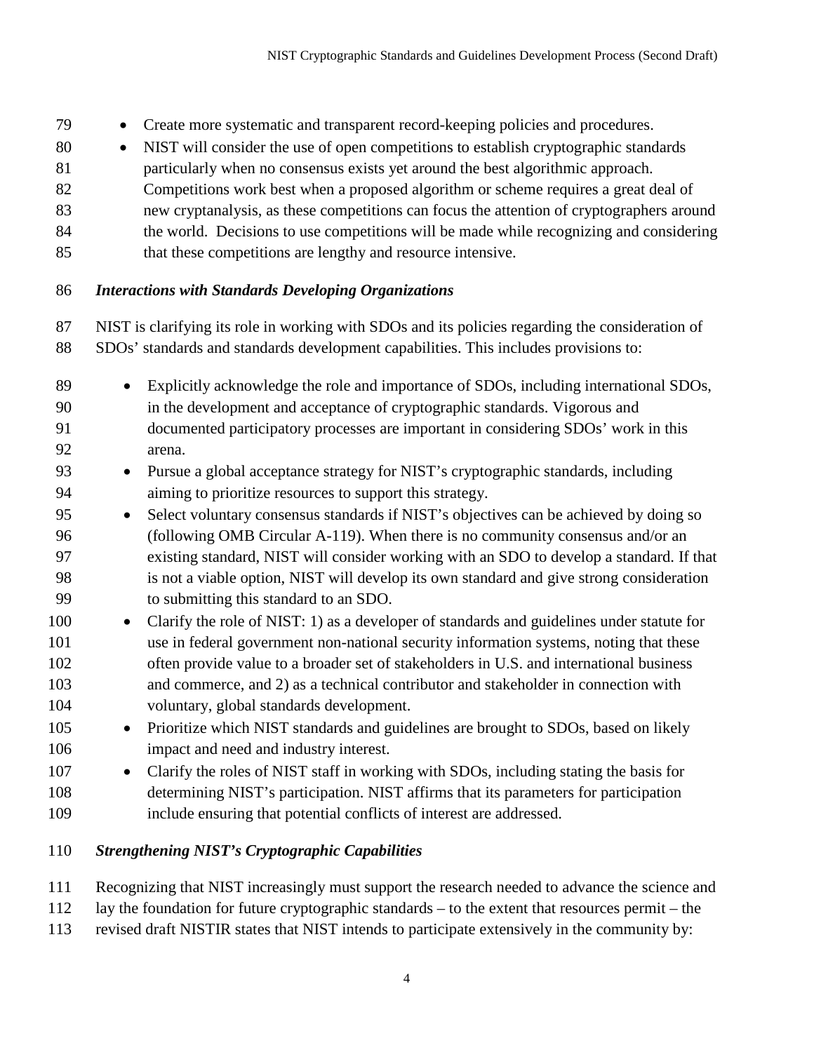- Create more systematic and transparent record-keeping policies and procedures.
- NIST will consider the use of open competitions to establish cryptographic standards particularly when no consensus exists yet around the best algorithmic approach. Competitions work best when a proposed algorithm or scheme requires a great deal of new cryptanalysis, as these competitions can focus the attention of cryptographers around the world. Decisions to use competitions will be made while recognizing and considering that these competitions are lengthy and resource intensive.

***Interactions with Standards Developing Organizations***

NIST is clarifying its role in working with SDOs and its policies regarding the consideration of SDOs' standards and standards development capabilities. This includes provisions to:

- Explicitly acknowledge the role and importance of SDOs, including international SDOs, in the development and acceptance of cryptographic standards. Vigorous and documented participatory processes are important in considering SDOs' work in this arena.
- Pursue a global acceptance strategy for NIST's cryptographic standards, including aiming to prioritize resources to support this strategy.
- Select voluntary consensus standards if NIST's objectives can be achieved by doing so (following OMB Circular A-119). When there is no community consensus and/or an existing standard, NIST will consider working with an SDO to develop a standard. If that is not a viable option, NIST will develop its own standard and give strong consideration to submitting this standard to an SDO.
- Clarify the role of NIST: 1) as a developer of standards and guidelines under statute for use in federal government non-national security information systems, noting that these often provide value to a broader set of stakeholders in U.S. and international business and commerce, and 2) as a technical contributor and stakeholder in connection with voluntary, global standards development.
- Prioritize which NIST standards and guidelines are brought to SDOs, based on likely impact and need and industry interest.
- Clarify the roles of NIST staff in working with SDOs, including stating the basis for determining NIST's participation. NIST affirms that its parameters for participation include ensuring that potential conflicts of interest are addressed.

***Strengthening NIST's Cryptographic Capabilities***

Recognizing that NIST increasingly must support the research needed to advance the science and lay the foundation for future cryptographic standards – to the extent that resources permit – the revised draft NISTIR states that NIST intends to participate extensively in the community by: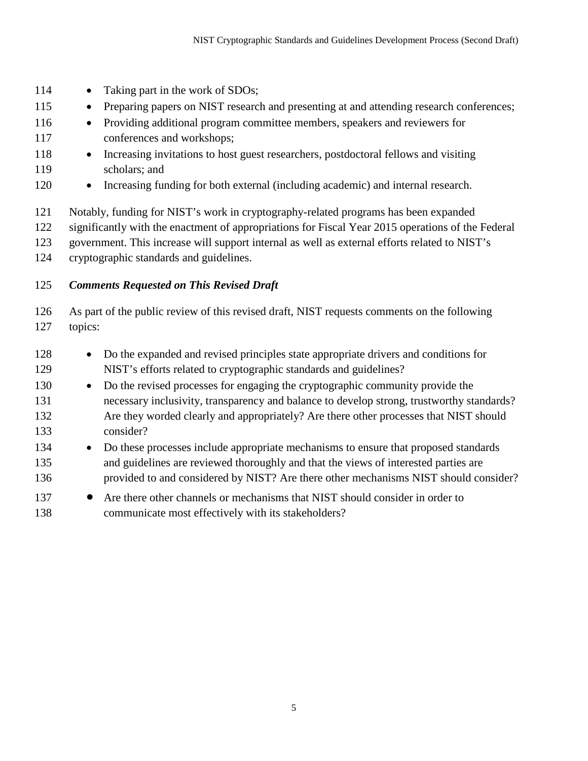- Taking part in the work of SDOs;
- Preparing papers on NIST research and presenting at and attending research conferences;
- Providing additional program committee members, speakers and reviewers for conferences and workshops;
- Increasing invitations to host guest researchers, postdoctoral fellows and visiting scholars; and
- Increasing funding for both external (including academic) and internal research.

Notably, funding for NIST's work in cryptography-related programs has been expanded significantly with the enactment of appropriations for Fiscal Year 2015 operations of the Federal government. This increase will support internal as well as external efforts related to NIST's cryptographic standards and guidelines.

***Comments Requested on This Revised Draft***

As part of the public review of this revised draft, NIST requests comments on the following topics:

- Do the expanded and revised principles state appropriate drivers and conditions for NIST's efforts related to cryptographic standards and guidelines?
- Do the revised processes for engaging the cryptographic community provide the necessary inclusivity, transparency and balance to develop strong, trustworthy standards? Are they worded clearly and appropriately? Are there other processes that NIST should consider?
- Do these processes include appropriate mechanisms to ensure that proposed standards and guidelines are reviewed thoroughly and that the views of interested parties are provided to and considered by NIST? Are there other mechanisms NIST should consider?
- Are there other channels or mechanisms that NIST should consider in order to communicate most effectively with its stakeholders?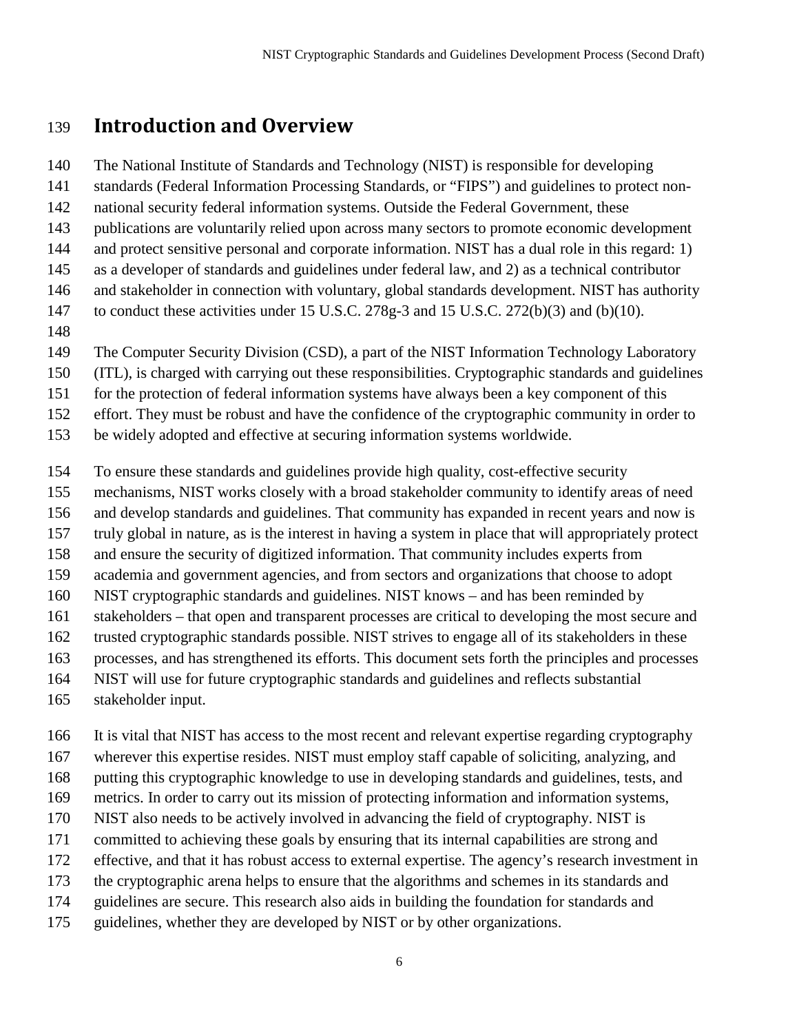# Introduction and Overview

The National Institute of Standards and Technology (NIST) is responsible for developing standards (Federal Information Processing Standards, or "FIPS") and guidelines to protect non-national security federal information systems. Outside the Federal Government, these publications are voluntarily relied upon across many sectors to promote economic development and protect sensitive personal and corporate information. NIST has a dual role in this regard: 1) as a developer of standards and guidelines under federal law, and 2) as a technical contributor and stakeholder in connection with voluntary, global standards development. NIST has authority to conduct these activities under 15 U.S.C. 278g-3 and 15 U.S.C. 272(b)(3) and (b)(10).

The Computer Security Division (CSD), a part of the NIST Information Technology Laboratory (ITL), is charged with carrying out these responsibilities. Cryptographic standards and guidelines for the protection of federal information systems have always been a key component of this effort. They must be robust and have the confidence of the cryptographic community in order to be widely adopted and effective at securing information systems worldwide.

To ensure these standards and guidelines provide high quality, cost-effective security mechanisms, NIST works closely with a broad stakeholder community to identify areas of need and develop standards and guidelines. That community has expanded in recent years and now is truly global in nature, as is the interest in having a system in place that will appropriately protect and ensure the security of digitized information. That community includes experts from academia and government agencies, and from sectors and organizations that choose to adopt NIST cryptographic standards and guidelines. NIST knows – and has been reminded by stakeholders – that open and transparent processes are critical to developing the most secure and trusted cryptographic standards possible. NIST strives to engage all of its stakeholders in these processes, and has strengthened its efforts. This document sets forth the principles and processes NIST will use for future cryptographic standards and guidelines and reflects substantial stakeholder input.

It is vital that NIST has access to the most recent and relevant expertise regarding cryptography wherever this expertise resides. NIST must employ staff capable of soliciting, analyzing, and putting this cryptographic knowledge to use in developing standards and guidelines, tests, and metrics. In order to carry out its mission of protecting information and information systems, NIST also needs to be actively involved in advancing the field of cryptography. NIST is committed to achieving these goals by ensuring that its internal capabilities are strong and effective, and that it has robust access to external expertise. The agency's research investment in the cryptographic arena helps to ensure that the algorithms and schemes in its standards and guidelines are secure. This research also aids in building the foundation for standards and guidelines, whether they are developed by NIST or by other organizations.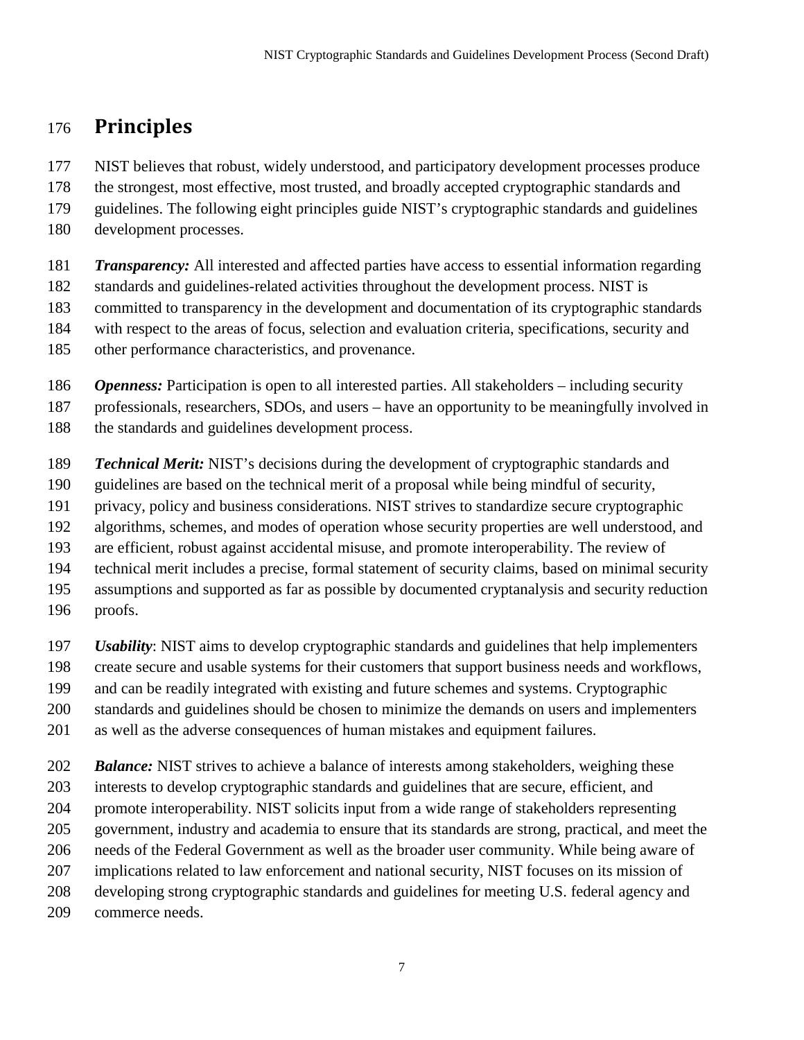# Principles

NIST believes that robust, widely understood, and participatory development processes produce the strongest, most effective, most trusted, and broadly accepted cryptographic standards and guidelines. The following eight principles guide NIST's cryptographic standards and guidelines development processes.

***Transparency:*** All interested and affected parties have access to essential information regarding standards and guidelines-related activities throughout the development process. NIST is committed to transparency in the development and documentation of its cryptographic standards with respect to the areas of focus, selection and evaluation criteria, specifications, security and other performance characteristics, and provenance.

***Openness:*** Participation is open to all interested parties. All stakeholders – including security professionals, researchers, SDOs, and users – have an opportunity to be meaningfully involved in the standards and guidelines development process.

***Technical Merit:*** NIST's decisions during the development of cryptographic standards and guidelines are based on the technical merit of a proposal while being mindful of security, privacy, policy and business considerations. NIST strives to standardize secure cryptographic algorithms, schemes, and modes of operation whose security properties are well understood, and are efficient, robust against accidental misuse, and promote interoperability. The review of technical merit includes a precise, formal statement of security claims, based on minimal security assumptions and supported as far as possible by documented cryptanalysis and security reduction proofs.

***Usability***: NIST aims to develop cryptographic standards and guidelines that help implementers create secure and usable systems for their customers that support business needs and workflows, and can be readily integrated with existing and future schemes and systems. Cryptographic standards and guidelines should be chosen to minimize the demands on users and implementers as well as the adverse consequences of human mistakes and equipment failures.

***Balance:*** NIST strives to achieve a balance of interests among stakeholders, weighing these interests to develop cryptographic standards and guidelines that are secure, efficient, and promote interoperability. NIST solicits input from a wide range of stakeholders representing government, industry and academia to ensure that its standards are strong, practical, and meet the needs of the Federal Government as well as the broader user community. While being aware of implications related to law enforcement and national security, NIST focuses on its mission of developing strong cryptographic standards and guidelines for meeting U.S. federal agency and commerce needs.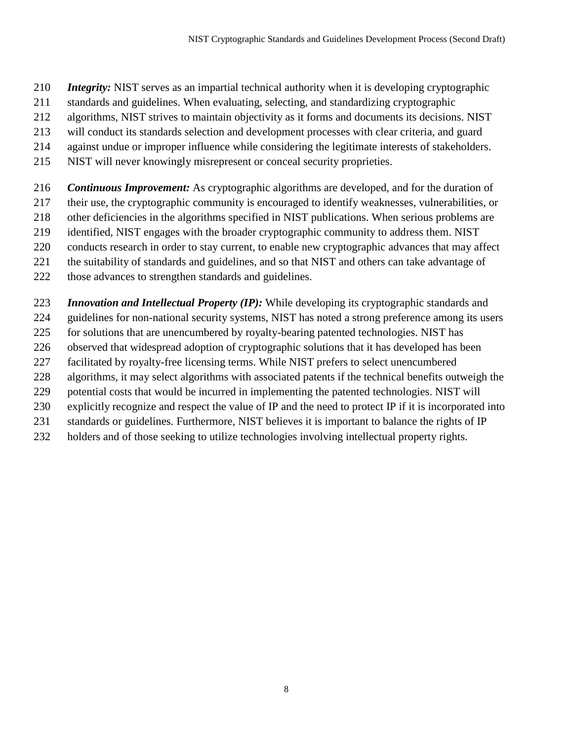***Integrity:*** NIST serves as an impartial technical authority when it is developing cryptographic standards and guidelines. When evaluating, selecting, and standardizing cryptographic algorithms, NIST strives to maintain objectivity as it forms and documents its decisions. NIST will conduct its standards selection and development processes with clear criteria, and guard against undue or improper influence while considering the legitimate interests of stakeholders. NIST will never knowingly misrepresent or conceal security proprieties.

***Continuous Improvement:*** As cryptographic algorithms are developed, and for the duration of their use, the cryptographic community is encouraged to identify weaknesses, vulnerabilities, or other deficiencies in the algorithms specified in NIST publications. When serious problems are identified, NIST engages with the broader cryptographic community to address them. NIST conducts research in order to stay current, to enable new cryptographic advances that may affect the suitability of standards and guidelines, and so that NIST and others can take advantage of those advances to strengthen standards and guidelines.

***Innovation and Intellectual Property (IP):*** While developing its cryptographic standards and guidelines for non-national security systems, NIST has noted a strong preference among its users for solutions that are unencumbered by royalty-bearing patented technologies. NIST has observed that widespread adoption of cryptographic solutions that it has developed has been facilitated by royalty-free licensing terms. While NIST prefers to select unencumbered algorithms, it may select algorithms with associated patents if the technical benefits outweigh the potential costs that would be incurred in implementing the patented technologies. NIST will explicitly recognize and respect the value of IP and the need to protect IP if it is incorporated into standards or guidelines. Furthermore, NIST believes it is important to balance the rights of IP holders and of those seeking to utilize technologies involving intellectual property rights.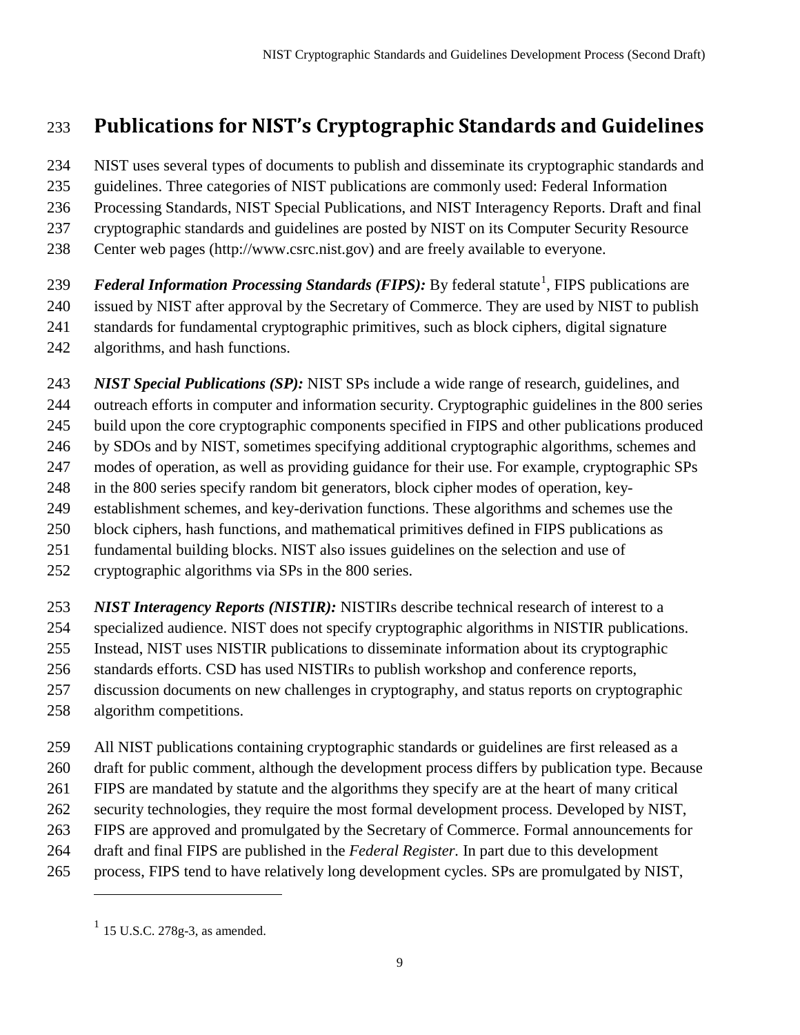# Publications for NIST's Cryptographic Standards and Guidelines

NIST uses several types of documents to publish and disseminate its cryptographic standards and guidelines. Three categories of NIST publications are commonly used: Federal Information Processing Standards, NIST Special Publications, and NIST Interagency Reports. Draft and final cryptographic standards and guidelines are posted by NIST on its Computer Security Resource Center web pages (http://www.csrc.nist.gov) and are freely available to everyone.

***Federal Information Processing Standards (FIPS):*** By federal statute[1], FIPS publications are issued by NIST after approval by the Secretary of Commerce. They are used by NIST to publish standards for fundamental cryptographic primitives, such as block ciphers, digital signature algorithms, and hash functions.

***NIST Special Publications (SP):*** NIST SPs include a wide range of research, guidelines, and outreach efforts in computer and information security. Cryptographic guidelines in the 800 series build upon the core cryptographic components specified in FIPS and other publications produced by SDOs and by NIST, sometimes specifying additional cryptographic algorithms, schemes and modes of operation, as well as providing guidance for their use. For example, cryptographic SPs in the 800 series specify random bit generators, block cipher modes of operation, key-establishment schemes, and key-derivation functions. These algorithms and schemes use the block ciphers, hash functions, and mathematical primitives defined in FIPS publications as fundamental building blocks. NIST also issues guidelines on the selection and use of cryptographic algorithms via SPs in the 800 series.

***NIST Interagency Reports (NISTIR):*** NISTIRs describe technical research of interest to a specialized audience. NIST does not specify cryptographic algorithms in NISTIR publications. Instead, NIST uses NISTIR publications to disseminate information about its cryptographic standards efforts. CSD has used NISTIRs to publish workshop and conference reports, discussion documents on new challenges in cryptography, and status reports on cryptographic algorithm competitions.

All NIST publications containing cryptographic standards or guidelines are first released as a draft for public comment, although the development process differs by publication type. Because FIPS are mandated by statute and the algorithms they specify are at the heart of many critical security technologies, they require the most formal development process. Developed by NIST, FIPS are approved and promulgated by the Secretary of Commerce. Formal announcements for draft and final FIPS are published in the *Federal Register.* In part due to this development process, FIPS tend to have relatively long development cycles. SPs are promulgated by NIST,

---

[1] 15 U.S.C. 278g-3, as amended.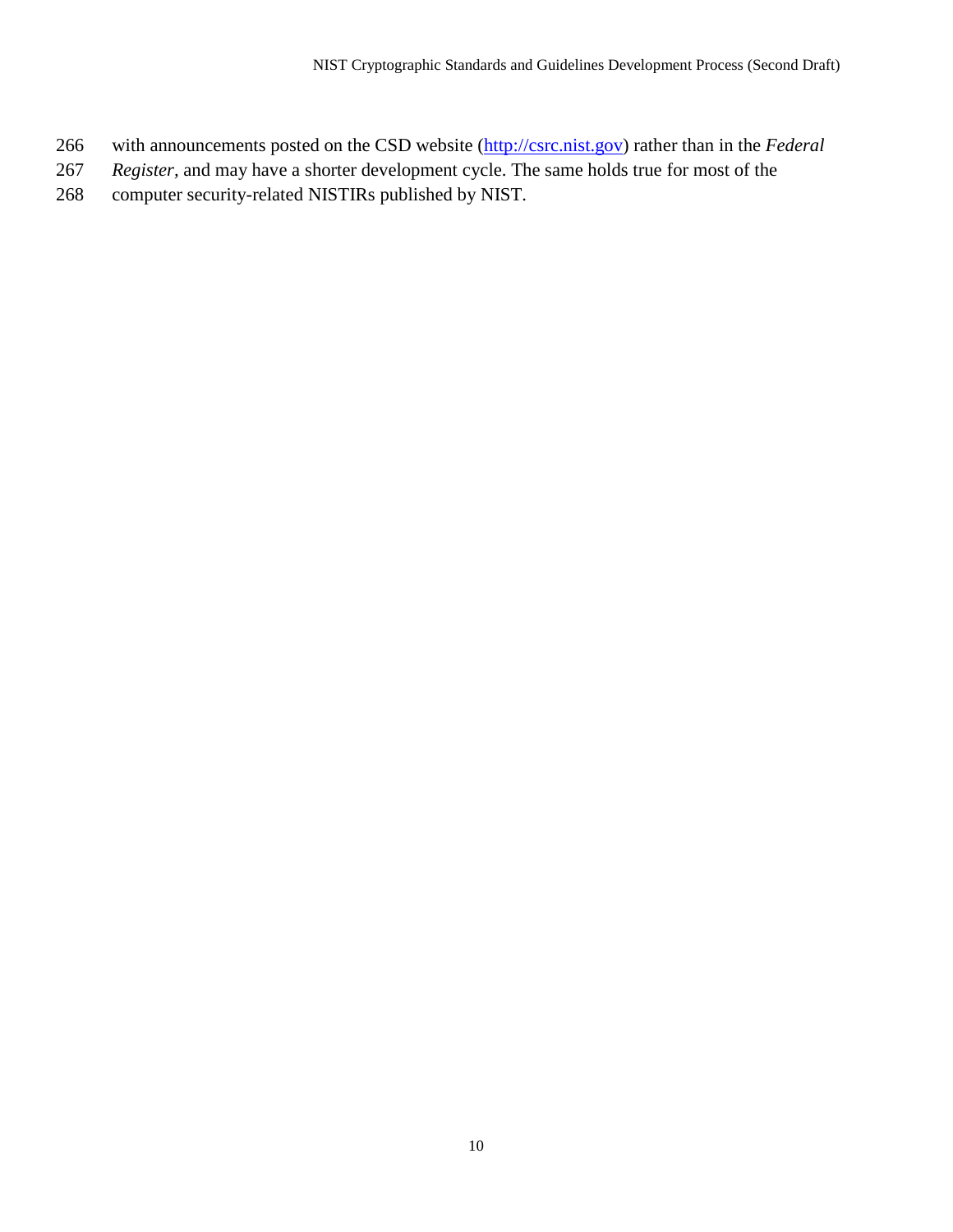with announcements posted on the CSD website ([http://csrc.nist.gov](http://csrc.nist.gov)) rather than in the *Federal Register*, and may have a shorter development cycle. The same holds true for most of the computer security-related NISTIRs published by NIST.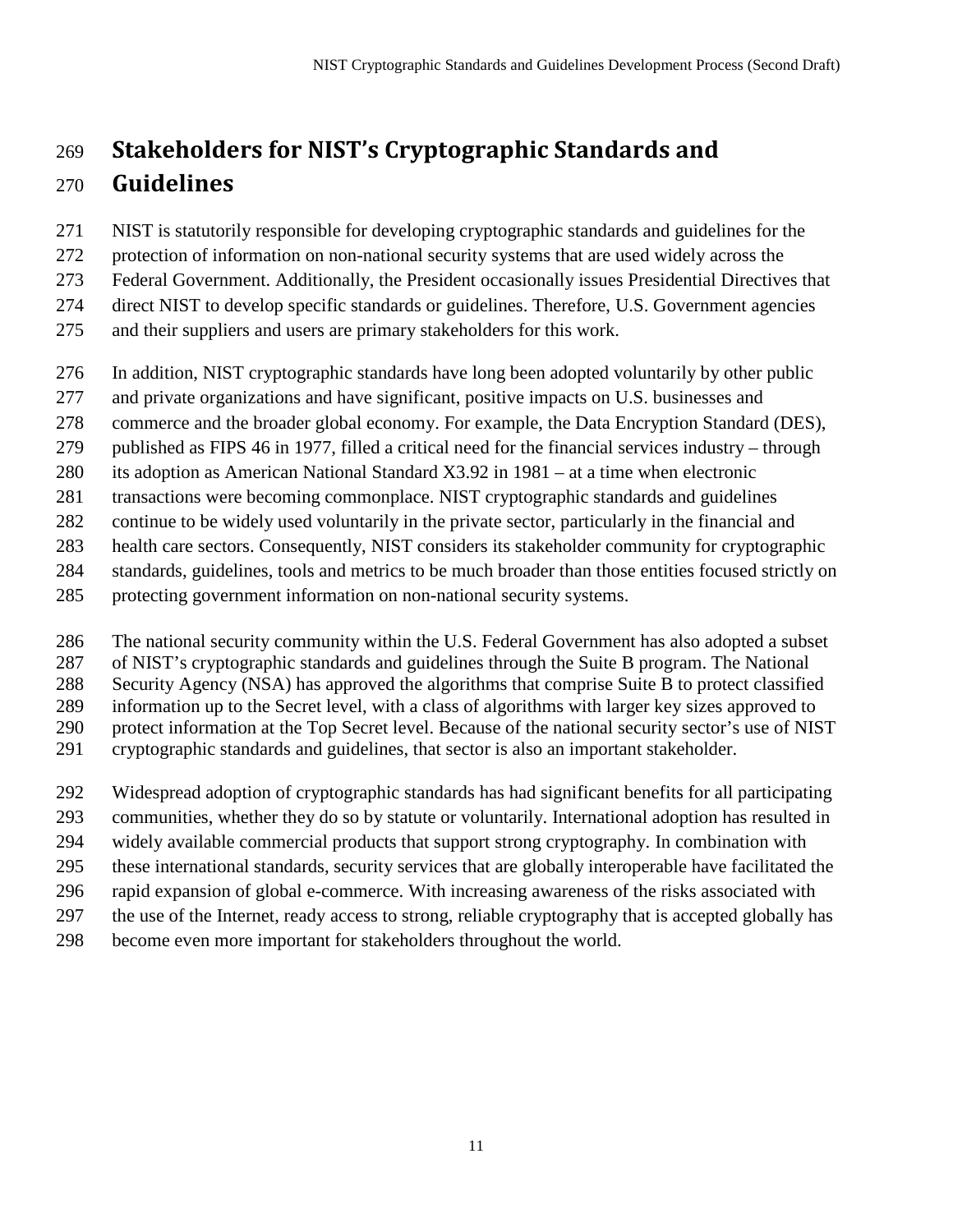# Stakeholders for NIST's Cryptographic Standards and Guidelines

NIST is statutorily responsible for developing cryptographic standards and guidelines for the protection of information on non-national security systems that are used widely across the Federal Government. Additionally, the President occasionally issues Presidential Directives that direct NIST to develop specific standards or guidelines. Therefore, U.S. Government agencies and their suppliers and users are primary stakeholders for this work.

In addition, NIST cryptographic standards have long been adopted voluntarily by other public and private organizations and have significant, positive impacts on U.S. businesses and commerce and the broader global economy. For example, the Data Encryption Standard (DES), published as FIPS 46 in 1977, filled a critical need for the financial services industry – through its adoption as American National Standard X3.92 in 1981 – at a time when electronic transactions were becoming commonplace. NIST cryptographic standards and guidelines continue to be widely used voluntarily in the private sector, particularly in the financial and health care sectors. Consequently, NIST considers its stakeholder community for cryptographic standards, guidelines, tools and metrics to be much broader than those entities focused strictly on protecting government information on non-national security systems.

The national security community within the U.S. Federal Government has also adopted a subset of NIST's cryptographic standards and guidelines through the Suite B program. The National Security Agency (NSA) has approved the algorithms that comprise Suite B to protect classified information up to the Secret level, with a class of algorithms with larger key sizes approved to protect information at the Top Secret level. Because of the national security sector's use of NIST cryptographic standards and guidelines, that sector is also an important stakeholder.

Widespread adoption of cryptographic standards has had significant benefits for all participating communities, whether they do so by statute or voluntarily. International adoption has resulted in widely available commercial products that support strong cryptography. In combination with these international standards, security services that are globally interoperable have facilitated the rapid expansion of global e-commerce. With increasing awareness of the risks associated with the use of the Internet, ready access to strong, reliable cryptography that is accepted globally has become even more important for stakeholders throughout the world.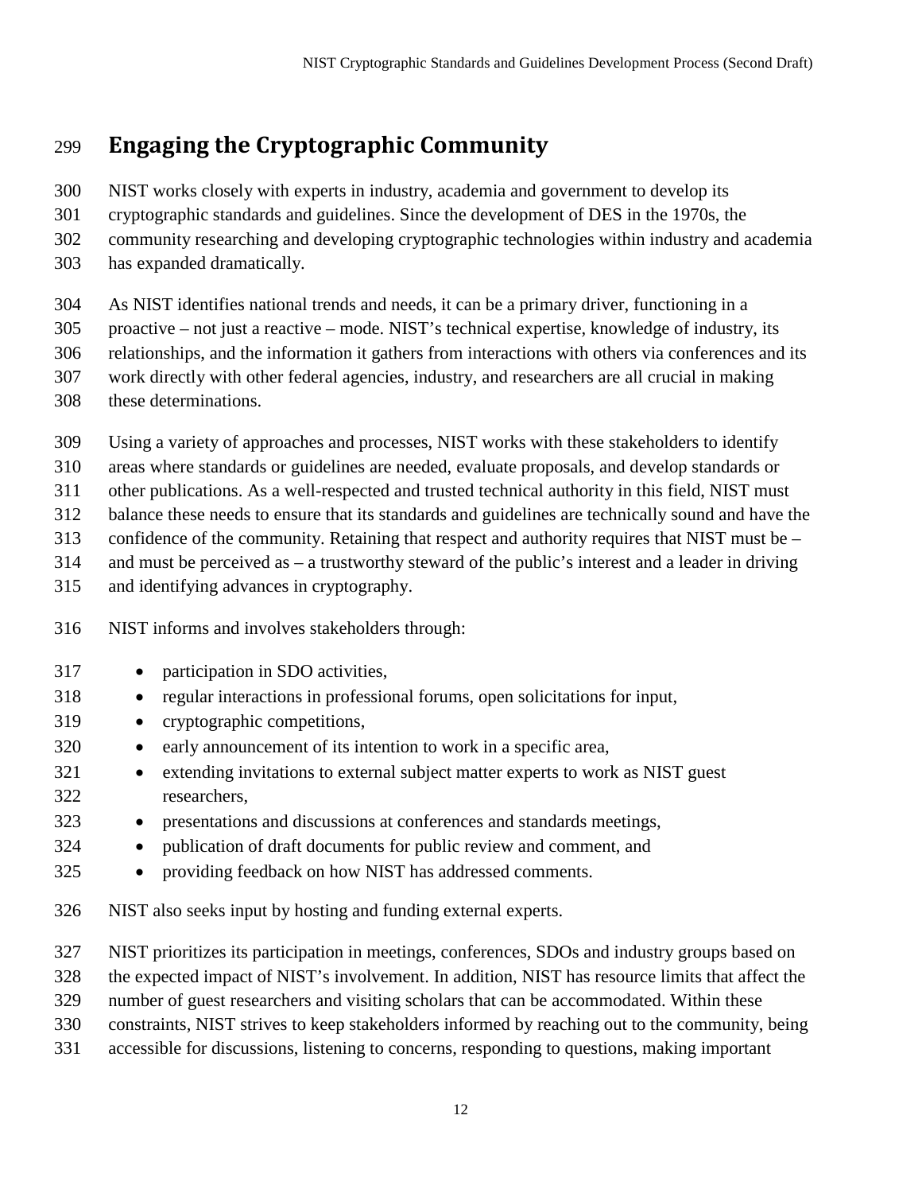# Engaging the Cryptographic Community

NIST works closely with experts in industry, academia and government to develop its cryptographic standards and guidelines. Since the development of DES in the 1970s, the community researching and developing cryptographic technologies within industry and academia has expanded dramatically.

As NIST identifies national trends and needs, it can be a primary driver, functioning in a proactive – not just a reactive – mode. NIST's technical expertise, knowledge of industry, its relationships, and the information it gathers from interactions with others via conferences and its work directly with other federal agencies, industry, and researchers are all crucial in making these determinations.

Using a variety of approaches and processes, NIST works with these stakeholders to identify areas where standards or guidelines are needed, evaluate proposals, and develop standards or other publications. As a well-respected and trusted technical authority in this field, NIST must balance these needs to ensure that its standards and guidelines are technically sound and have the confidence of the community. Retaining that respect and authority requires that NIST must be – and must be perceived as – a trustworthy steward of the public's interest and a leader in driving and identifying advances in cryptography.

NIST informs and involves stakeholders through:

- participation in SDO activities,
- regular interactions in professional forums, open solicitations for input,
- cryptographic competitions,
- early announcement of its intention to work in a specific area,
- extending invitations to external subject matter experts to work as NIST guest researchers,
- presentations and discussions at conferences and standards meetings,
- publication of draft documents for public review and comment, and
- providing feedback on how NIST has addressed comments.

NIST also seeks input by hosting and funding external experts.

NIST prioritizes its participation in meetings, conferences, SDOs and industry groups based on the expected impact of NIST's involvement. In addition, NIST has resource limits that affect the number of guest researchers and visiting scholars that can be accommodated. Within these constraints, NIST strives to keep stakeholders informed by reaching out to the community, being accessible for discussions, listening to concerns, responding to questions, making important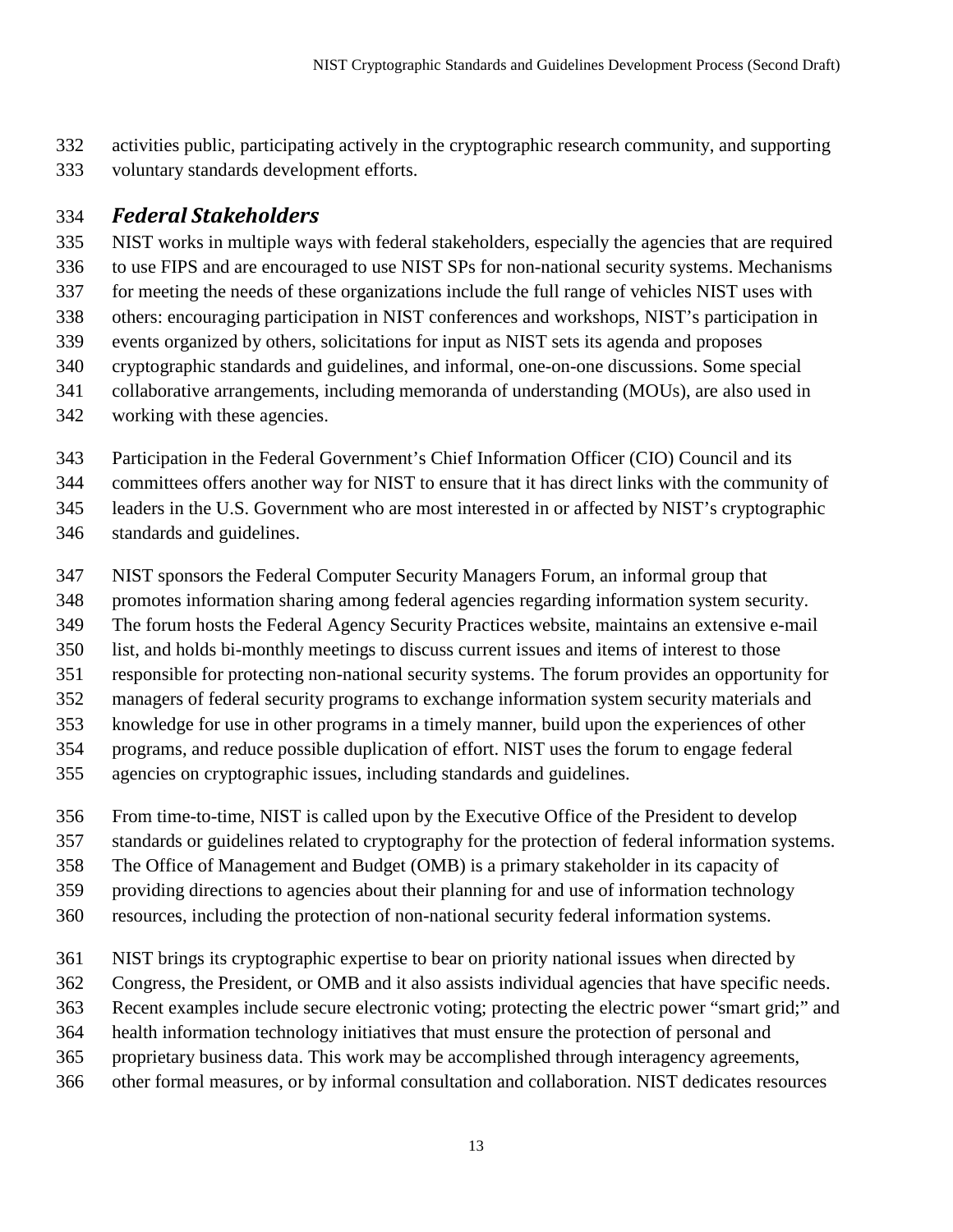activities public, participating actively in the cryptographic research community, and supporting voluntary standards development efforts.

### *Federal Stakeholders*

NIST works in multiple ways with federal stakeholders, especially the agencies that are required to use FIPS and are encouraged to use NIST SPs for non-national security systems. Mechanisms for meeting the needs of these organizations include the full range of vehicles NIST uses with others: encouraging participation in NIST conferences and workshops, NIST's participation in events organized by others, solicitations for input as NIST sets its agenda and proposes cryptographic standards and guidelines, and informal, one-on-one discussions. Some special collaborative arrangements, including memoranda of understanding (MOUs), are also used in working with these agencies.

Participation in the Federal Government's Chief Information Officer (CIO) Council and its committees offers another way for NIST to ensure that it has direct links with the community of leaders in the U.S. Government who are most interested in or affected by NIST's cryptographic standards and guidelines.

NIST sponsors the Federal Computer Security Managers Forum, an informal group that promotes information sharing among federal agencies regarding information system security. The forum hosts the Federal Agency Security Practices website, maintains an extensive e-mail list, and holds bi-monthly meetings to discuss current issues and items of interest to those responsible for protecting non-national security systems. The forum provides an opportunity for managers of federal security programs to exchange information system security materials and knowledge for use in other programs in a timely manner, build upon the experiences of other programs, and reduce possible duplication of effort. NIST uses the forum to engage federal agencies on cryptographic issues, including standards and guidelines.

From time-to-time, NIST is called upon by the Executive Office of the President to develop standards or guidelines related to cryptography for the protection of federal information systems. The Office of Management and Budget (OMB) is a primary stakeholder in its capacity of providing directions to agencies about their planning for and use of information technology resources, including the protection of non-national security federal information systems.

NIST brings its cryptographic expertise to bear on priority national issues when directed by Congress, the President, or OMB and it also assists individual agencies that have specific needs. Recent examples include secure electronic voting; protecting the electric power "smart grid;" and health information technology initiatives that must ensure the protection of personal and proprietary business data. This work may be accomplished through interagency agreements, other formal measures, or by informal consultation and collaboration. NIST dedicates resources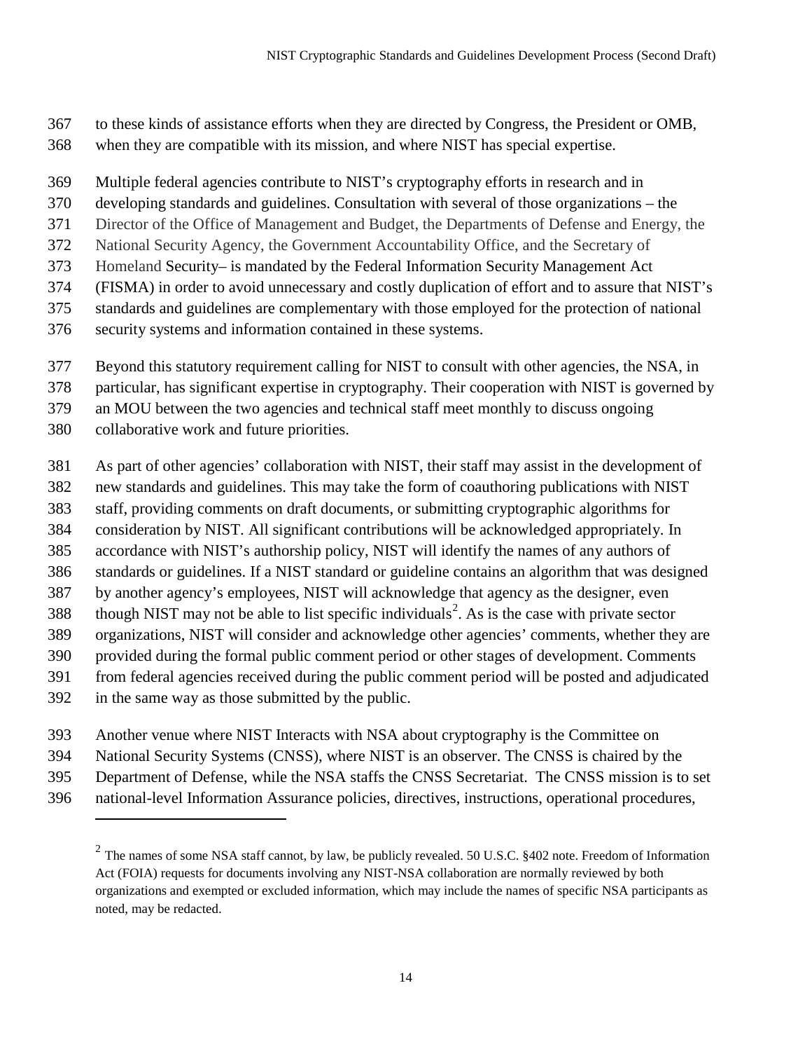to these kinds of assistance efforts when they are directed by Congress, the President or OMB, when they are compatible with its mission, and where NIST has special expertise.

Multiple federal agencies contribute to NIST's cryptography efforts in research and in developing standards and guidelines. Consultation with several of those organizations – the Director of the Office of Management and Budget, the Departments of Defense and Energy, the National Security Agency, the Government Accountability Office, and the Secretary of Homeland Security– is mandated by the Federal Information Security Management Act (FISMA) in order to avoid unnecessary and costly duplication of effort and to assure that NIST's standards and guidelines are complementary with those employed for the protection of national security systems and information contained in these systems.

Beyond this statutory requirement calling for NIST to consult with other agencies, the NSA, in particular, has significant expertise in cryptography. Their cooperation with NIST is governed by an MOU between the two agencies and technical staff meet monthly to discuss ongoing collaborative work and future priorities.

As part of other agencies' collaboration with NIST, their staff may assist in the development of new standards and guidelines. This may take the form of coauthoring publications with NIST staff, providing comments on draft documents, or submitting cryptographic algorithms for consideration by NIST. All significant contributions will be acknowledged appropriately. In accordance with NIST's authorship policy, NIST will identify the names of any authors of standards or guidelines. If a NIST standard or guideline contains an algorithm that was designed by another agency's employees, NIST will acknowledge that agency as the designer, even though NIST may not be able to list specific individuals[2]. As is the case with private sector organizations, NIST will consider and acknowledge other agencies' comments, whether they are provided during the formal public comment period or other stages of development. Comments from federal agencies received during the public comment period will be posted and adjudicated in the same way as those submitted by the public.

Another venue where NIST Interacts with NSA about cryptography is the Committee on National Security Systems (CNSS), where NIST is an observer. The CNSS is chaired by the Department of Defense, while the NSA staffs the CNSS Secretariat. The CNSS mission is to set national-level Information Assurance policies, directives, instructions, operational procedures,

[2] The names of some NSA staff cannot, by law, be publicly revealed. 50 U.S.C. §402 note. Freedom of Information Act (FOIA) requests for documents involving any NIST-NSA collaboration are normally reviewed by both organizations and exempted or excluded information, which may include the names of specific NSA participants as noted, may be redacted.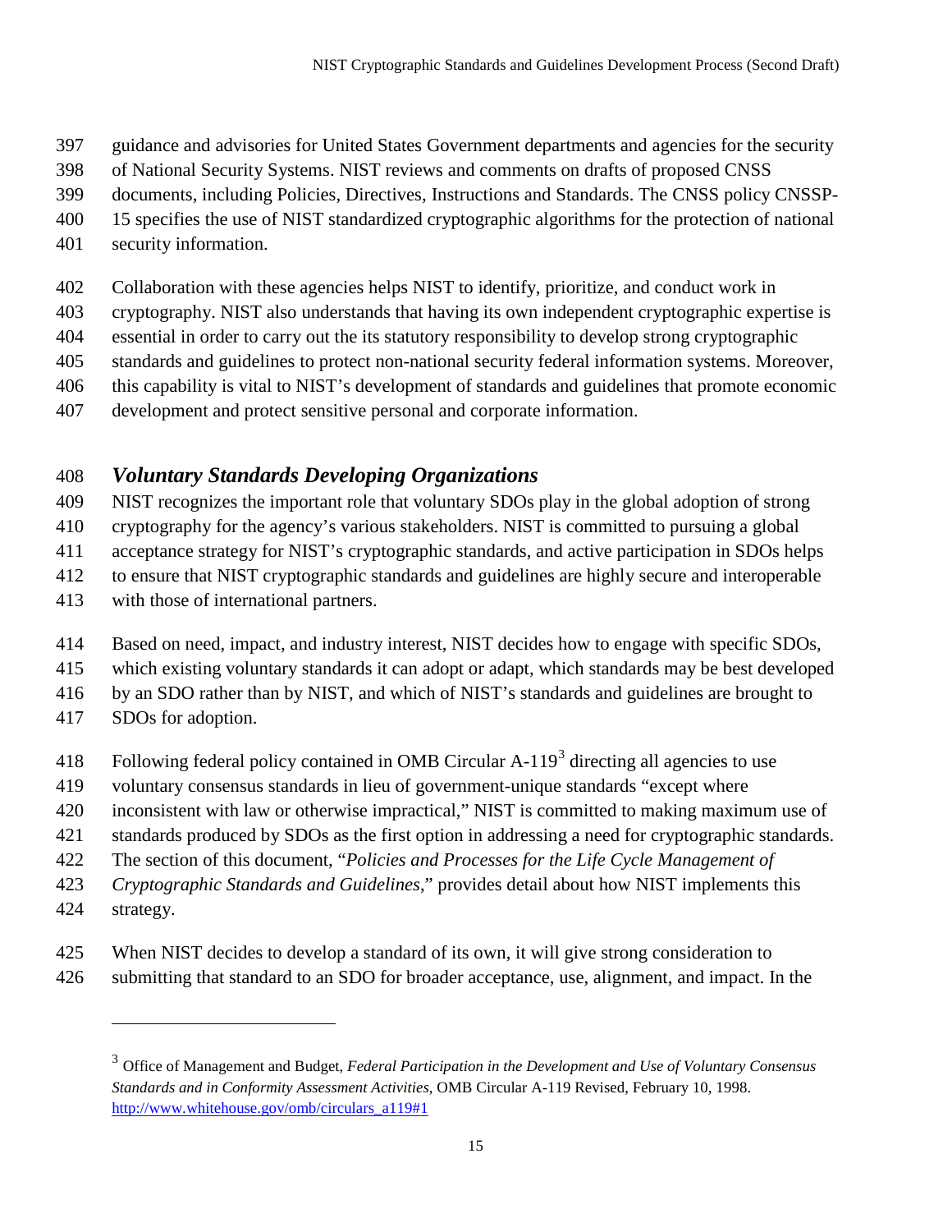guidance and advisories for United States Government departments and agencies for the security of National Security Systems. NIST reviews and comments on drafts of proposed CNSS documents, including Policies, Directives, Instructions and Standards. The CNSS policy CNSSP-15 specifies the use of NIST standardized cryptographic algorithms for the protection of national security information.

Collaboration with these agencies helps NIST to identify, prioritize, and conduct work in cryptography. NIST also understands that having its own independent cryptographic expertise is essential in order to carry out the its statutory responsibility to develop strong cryptographic standards and guidelines to protect non-national security federal information systems. Moreover, this capability is vital to NIST's development of standards and guidelines that promote economic development and protect sensitive personal and corporate information.

### *Voluntary Standards Developing Organizations*

NIST recognizes the important role that voluntary SDOs play in the global adoption of strong cryptography for the agency's various stakeholders. NIST is committed to pursuing a global acceptance strategy for NIST's cryptographic standards, and active participation in SDOs helps to ensure that NIST cryptographic standards and guidelines are highly secure and interoperable with those of international partners.

Based on need, impact, and industry interest, NIST decides how to engage with specific SDOs, which existing voluntary standards it can adopt or adapt, which standards may be best developed by an SDO rather than by NIST, and which of NIST's standards and guidelines are brought to SDOs for adoption.

Following federal policy contained in OMB Circular A-119[3] directing all agencies to use voluntary consensus standards in lieu of government-unique standards "except where inconsistent with law or otherwise impractical," NIST is committed to making maximum use of standards produced by SDOs as the first option in addressing a need for cryptographic standards. The section of this document, "*Policies and Processes for the Life Cycle Management of Cryptographic Standards and Guidelines*," provides detail about how NIST implements this strategy.

When NIST decides to develop a standard of its own, it will give strong consideration to submitting that standard to an SDO for broader acceptance, use, alignment, and impact. In the

---

[3] Office of Management and Budget, *Federal Participation in the Development and Use of Voluntary Consensus Standards and in Conformity Assessment Activities*, OMB Circular A-119 Revised, February 10, 1998. http://www.whitehouse.gov/omb/circulars_a119#1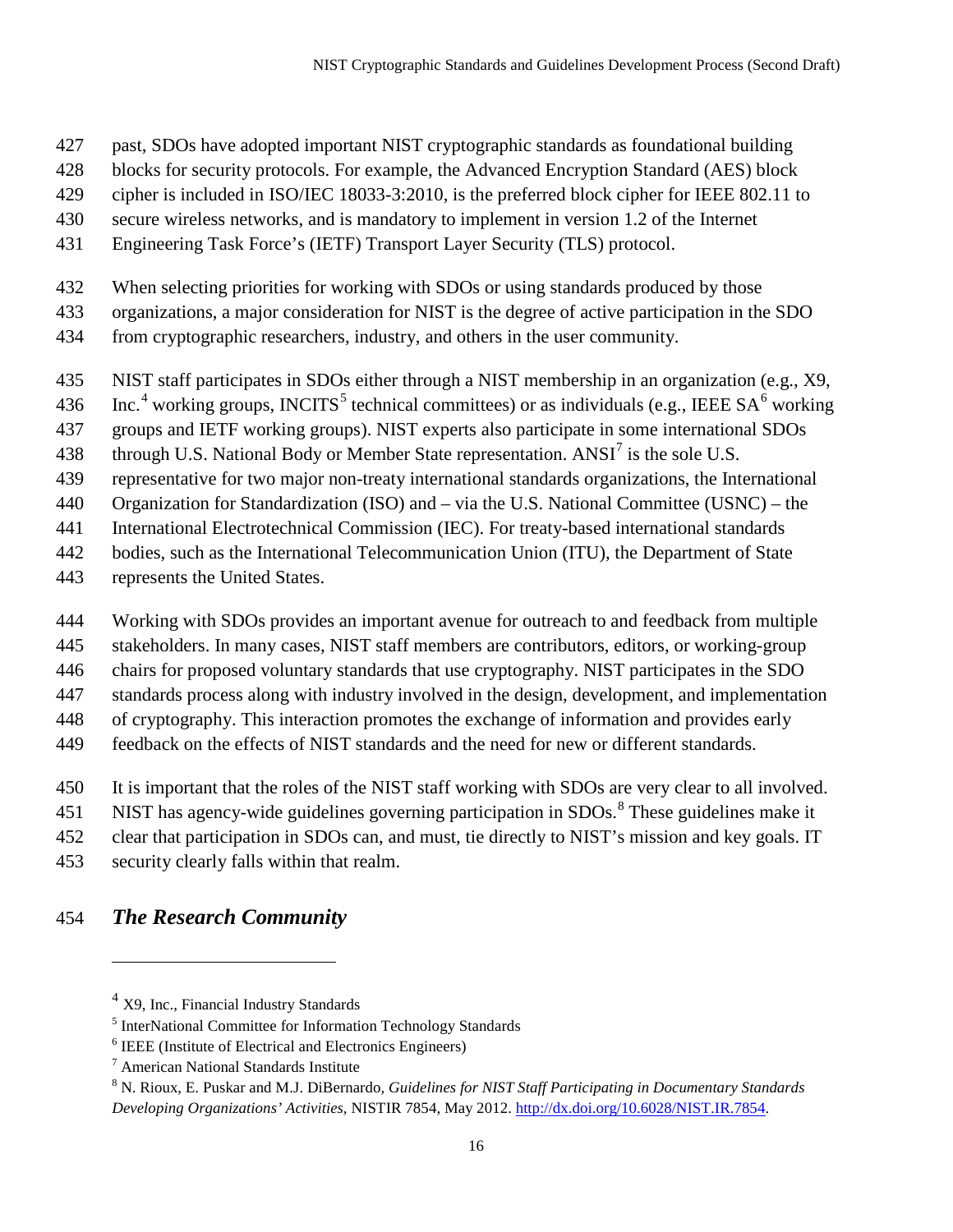past, SDOs have adopted important NIST cryptographic standards as foundational building blocks for security protocols. For example, the Advanced Encryption Standard (AES) block cipher is included in ISO/IEC 18033-3:2010, is the preferred block cipher for IEEE 802.11 to secure wireless networks, and is mandatory to implement in version 1.2 of the Internet Engineering Task Force's (IETF) Transport Layer Security (TLS) protocol.

When selecting priorities for working with SDOs or using standards produced by those organizations, a major consideration for NIST is the degree of active participation in the SDO from cryptographic researchers, industry, and others in the user community.

NIST staff participates in SDOs either through a NIST membership in an organization (e.g., X9, Inc.[4] working groups, INCITS[5] technical committees) or as individuals (e.g., IEEE SA[6] working groups and IETF working groups). NIST experts also participate in some international SDOs through U.S. National Body or Member State representation. ANSI[7] is the sole U.S. representative for two major non-treaty international standards organizations, the International Organization for Standardization (ISO) and – via the U.S. National Committee (USNC) – the International Electrotechnical Commission (IEC). For treaty-based international standards bodies, such as the International Telecommunication Union (ITU), the Department of State represents the United States.

Working with SDOs provides an important avenue for outreach to and feedback from multiple stakeholders. In many cases, NIST staff members are contributors, editors, or working-group chairs for proposed voluntary standards that use cryptography. NIST participates in the SDO standards process along with industry involved in the design, development, and implementation of cryptography. This interaction promotes the exchange of information and provides early feedback on the effects of NIST standards and the need for new or different standards.

It is important that the roles of the NIST staff working with SDOs are very clear to all involved. NIST has agency-wide guidelines governing participation in SDOs.[8] These guidelines make it clear that participation in SDOs can, and must, tie directly to NIST's mission and key goals. IT security clearly falls within that realm.

### *The Research Community*

---

[4] X9, Inc., Financial Industry Standards

[5] InterNational Committee for Information Technology Standards

[6] IEEE (Institute of Electrical and Electronics Engineers)

[7] American National Standards Institute

[8] N. Rioux, E. Puskar and M.J. DiBernardo, *Guidelines for NIST Staff Participating in Documentary Standards Developing Organizations' Activities*, NISTIR 7854, May 2012. http://dx.doi.org/10.6028/NIST.IR.7854.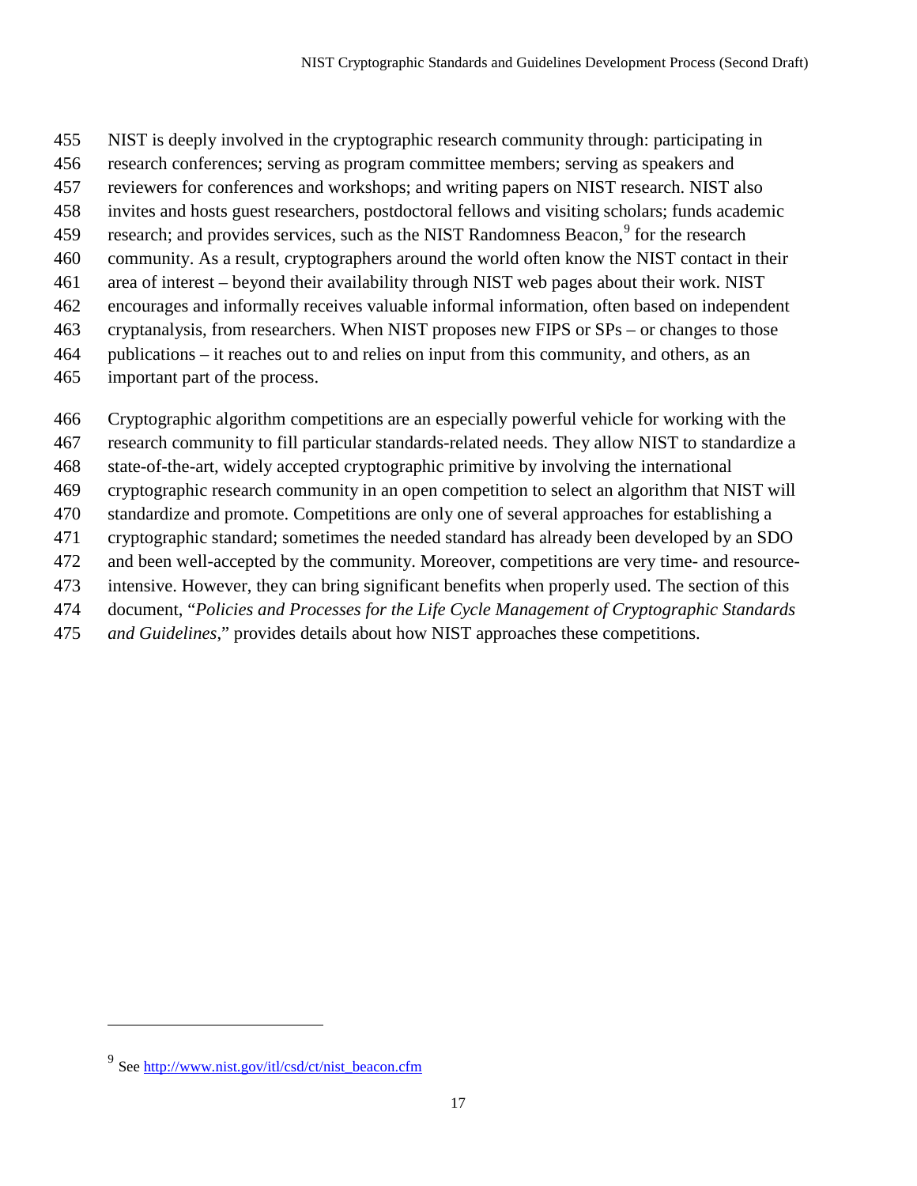NIST is deeply involved in the cryptographic research community through: participating in research conferences; serving as program committee members; serving as speakers and reviewers for conferences and workshops; and writing papers on NIST research. NIST also invites and hosts guest researchers, postdoctoral fellows and visiting scholars; funds academic research; and provides services, such as the NIST Randomness Beacon,[9] for the research community. As a result, cryptographers around the world often know the NIST contact in their area of interest – beyond their availability through NIST web pages about their work. NIST encourages and informally receives valuable informal information, often based on independent cryptanalysis, from researchers. When NIST proposes new FIPS or SPs – or changes to those publications – it reaches out to and relies on input from this community, and others, as an important part of the process.

Cryptographic algorithm competitions are an especially powerful vehicle for working with the research community to fill particular standards-related needs. They allow NIST to standardize a state-of-the-art, widely accepted cryptographic primitive by involving the international cryptographic research community in an open competition to select an algorithm that NIST will standardize and promote. Competitions are only one of several approaches for establishing a cryptographic standard; sometimes the needed standard has already been developed by an SDO and been well-accepted by the community. Moreover, competitions are very time- and resource-intensive. However, they can bring significant benefits when properly used. The section of this document, "*Policies and Processes for the Life Cycle Management of Cryptographic Standards and Guidelines*," provides details about how NIST approaches these competitions.

---

[9] See http://www.nist.gov/itl/csd/ct/nist_beacon.cfm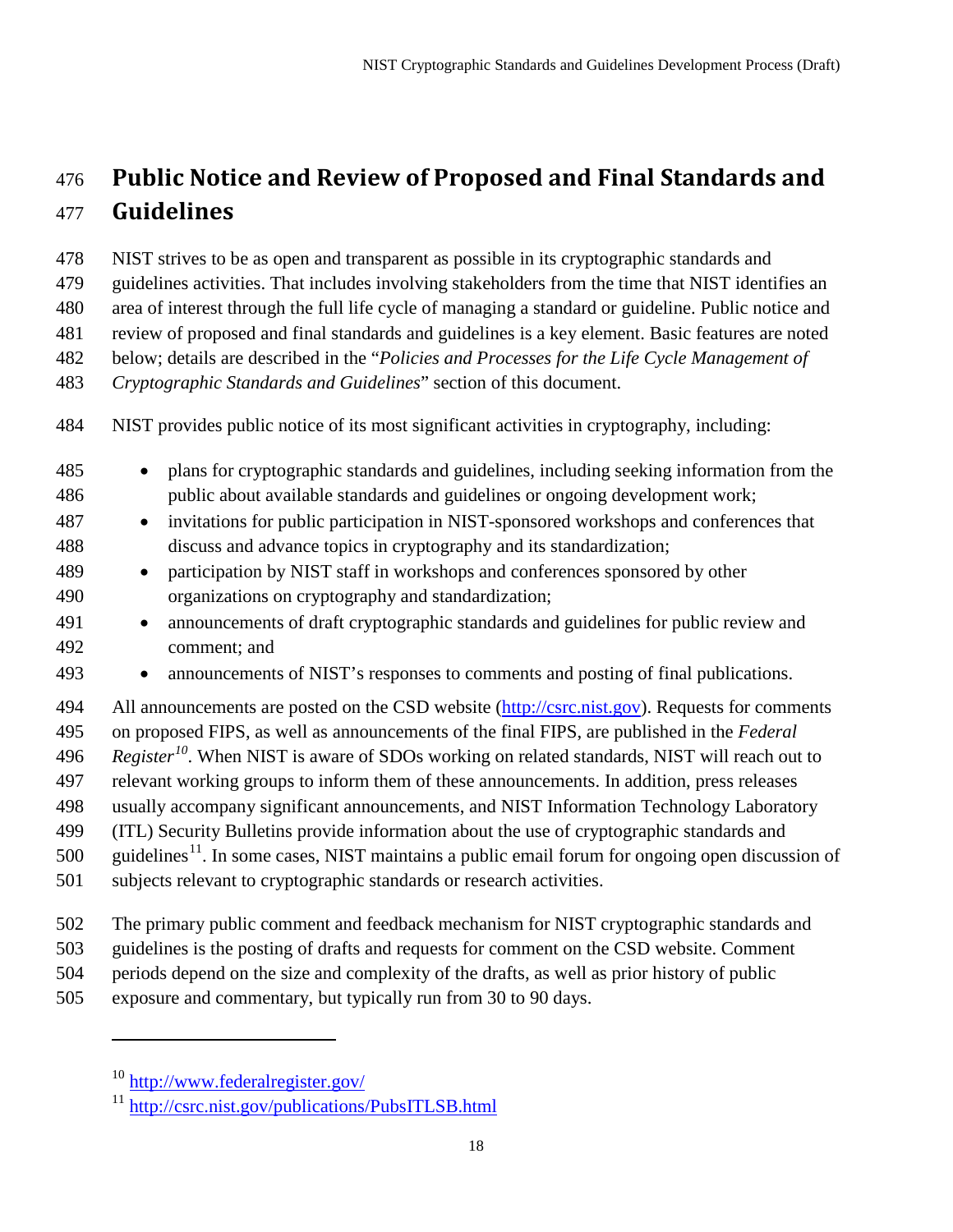# Public Notice and Review of Proposed and Final Standards and Guidelines

NIST strives to be as open and transparent as possible in its cryptographic standards and guidelines activities. That includes involving stakeholders from the time that NIST identifies an area of interest through the full life cycle of managing a standard or guideline. Public notice and review of proposed and final standards and guidelines is a key element. Basic features are noted below; details are described in the "*Policies and Processes for the Life Cycle Management of Cryptographic Standards and Guidelines*" section of this document.

NIST provides public notice of its most significant activities in cryptography, including:

- plans for cryptographic standards and guidelines, including seeking information from the public about available standards and guidelines or ongoing development work;
- invitations for public participation in NIST-sponsored workshops and conferences that discuss and advance topics in cryptography and its standardization;
- participation by NIST staff in workshops and conferences sponsored by other organizations on cryptography and standardization;
- announcements of draft cryptographic standards and guidelines for public review and comment; and
- announcements of NIST's responses to comments and posting of final publications.

All announcements are posted on the CSD website (http://csrc.nist.gov). Requests for comments on proposed FIPS, as well as announcements of the final FIPS, are published in the *Federal Register*[10]. When NIST is aware of SDOs working on related standards, NIST will reach out to relevant working groups to inform them of these announcements. In addition, press releases usually accompany significant announcements, and NIST Information Technology Laboratory (ITL) Security Bulletins provide information about the use of cryptographic standards and guidelines[11]. In some cases, NIST maintains a public email forum for ongoing open discussion of subjects relevant to cryptographic standards or research activities.

The primary public comment and feedback mechanism for NIST cryptographic standards and guidelines is the posting of drafts and requests for comment on the CSD website. Comment periods depend on the size and complexity of the drafts, as well as prior history of public exposure and commentary, but typically run from 30 to 90 days.

---

[10] http://www.federalregister.gov/

[11] http://csrc.nist.gov/publications/PubsITLSB.html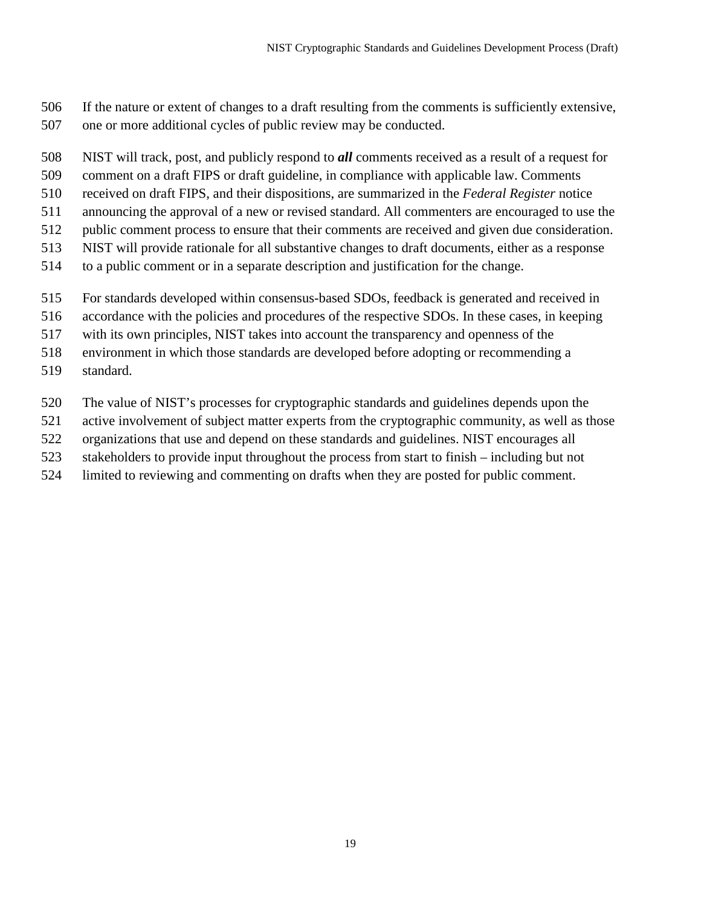If the nature or extent of changes to a draft resulting from the comments is sufficiently extensive, one or more additional cycles of public review may be conducted.

NIST will track, post, and publicly respond to ***all*** comments received as a result of a request for comment on a draft FIPS or draft guideline, in compliance with applicable law. Comments received on draft FIPS, and their dispositions, are summarized in the *Federal Register* notice announcing the approval of a new or revised standard. All commenters are encouraged to use the public comment process to ensure that their comments are received and given due consideration. NIST will provide rationale for all substantive changes to draft documents, either as a response to a public comment or in a separate description and justification for the change.

For standards developed within consensus-based SDOs, feedback is generated and received in accordance with the policies and procedures of the respective SDOs. In these cases, in keeping with its own principles, NIST takes into account the transparency and openness of the environment in which those standards are developed before adopting or recommending a standard.

The value of NIST's processes for cryptographic standards and guidelines depends upon the active involvement of subject matter experts from the cryptographic community, as well as those organizations that use and depend on these standards and guidelines. NIST encourages all stakeholders to provide input throughout the process from start to finish – including but not limited to reviewing and commenting on drafts when they are posted for public comment.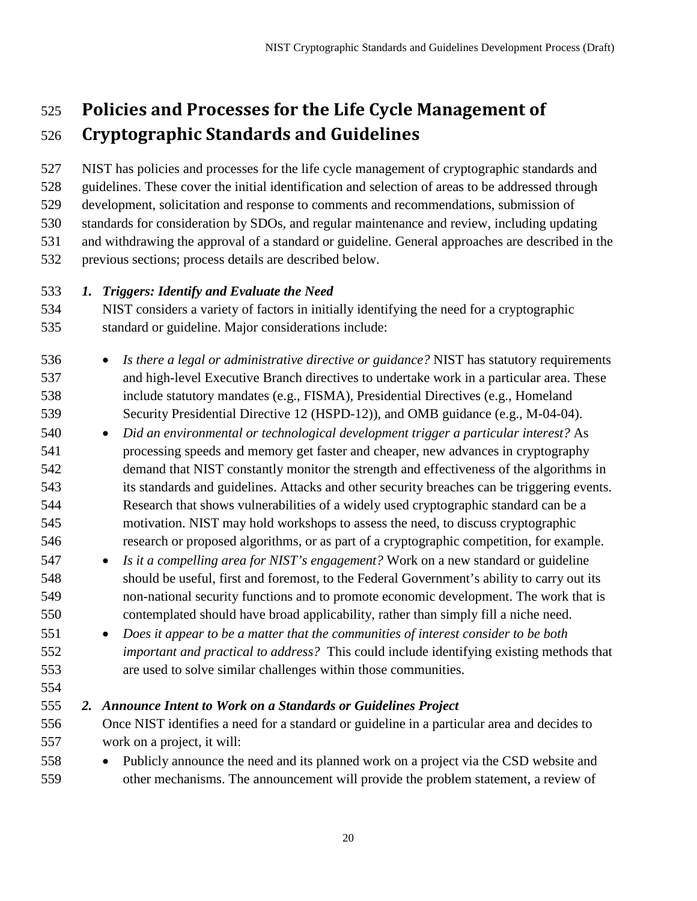# Policies and Processes for the Life Cycle Management of Cryptographic Standards and Guidelines

NIST has policies and processes for the life cycle management of cryptographic standards and guidelines. These cover the initial identification and selection of areas to be addressed through development, solicitation and response to comments and recommendations, submission of standards for consideration by SDOs, and regular maintenance and review, including updating and withdrawing the approval of a standard or guideline. General approaches are described in the previous sections; process details are described below.

1. ***Triggers: Identify and Evaluate the Need***

   NIST considers a variety of factors in initially identifying the need for a cryptographic standard or guideline. Major considerations include:

   - *Is there a legal or administrative directive or guidance?* NIST has statutory requirements and high-level Executive Branch directives to undertake work in a particular area. These include statutory mandates (e.g., FISMA), Presidential Directives (e.g., Homeland Security Presidential Directive 12 (HSPD-12)), and OMB guidance (e.g., M-04-04).
   - *Did an environmental or technological development trigger a particular interest?* As processing speeds and memory get faster and cheaper, new advances in cryptography demand that NIST constantly monitor the strength and effectiveness of the algorithms in its standards and guidelines. Attacks and other security breaches can be triggering events. Research that shows vulnerabilities of a widely used cryptographic standard can be a motivation. NIST may hold workshops to assess the need, to discuss cryptographic research or proposed algorithms, or as part of a cryptographic competition, for example.
   - *Is it a compelling area for NIST's engagement?* Work on a new standard or guideline should be useful, first and foremost, to the Federal Government's ability to carry out its non-national security functions and to promote economic development. The work that is contemplated should have broad applicability, rather than simply fill a niche need.
   - *Does it appear to be a matter that the communities of interest consider to be both important and practical to address?* This could include identifying existing methods that are used to solve similar challenges within those communities.

2. ***Announce Intent to Work on a Standards or Guidelines Project***

   Once NIST identifies a need for a standard or guideline in a particular area and decides to work on a project, it will:

   - Publicly announce the need and its planned work on a project via the CSD website and other mechanisms. The announcement will provide the problem statement, a review of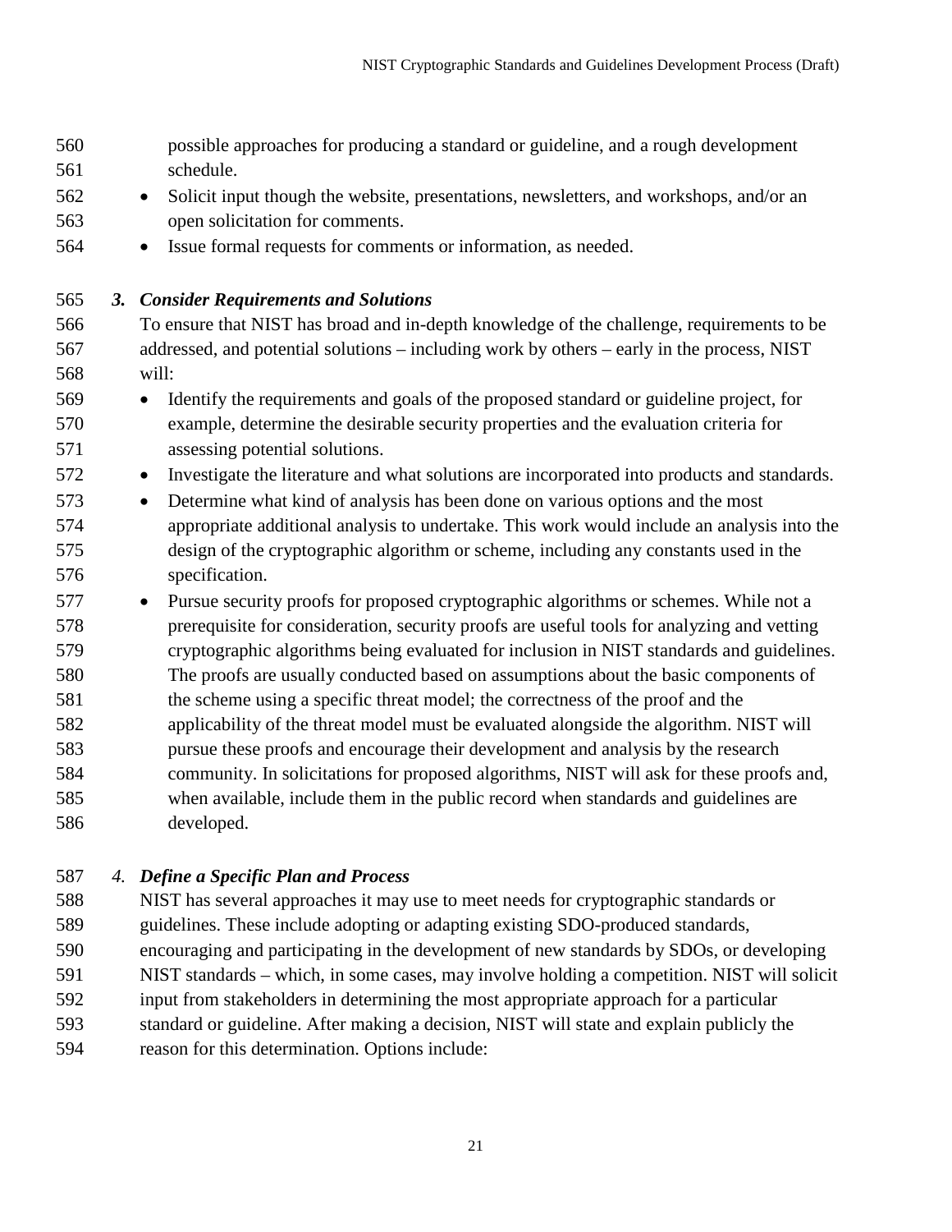possible approaches for producing a standard or guideline, and a rough development schedule.

- Solicit input though the website, presentations, newsletters, and workshops, and/or an open solicitation for comments.
- Issue formal requests for comments or information, as needed.

### *3. Consider Requirements and Solutions*

To ensure that NIST has broad and in-depth knowledge of the challenge, requirements to be addressed, and potential solutions – including work by others – early in the process, NIST will:

- Identify the requirements and goals of the proposed standard or guideline project, for example, determine the desirable security properties and the evaluation criteria for assessing potential solutions.
- Investigate the literature and what solutions are incorporated into products and standards.
- Determine what kind of analysis has been done on various options and the most appropriate additional analysis to undertake. This work would include an analysis into the design of the cryptographic algorithm or scheme, including any constants used in the specification.
- Pursue security proofs for proposed cryptographic algorithms or schemes. While not a prerequisite for consideration, security proofs are useful tools for analyzing and vetting cryptographic algorithms being evaluated for inclusion in NIST standards and guidelines. The proofs are usually conducted based on assumptions about the basic components of the scheme using a specific threat model; the correctness of the proof and the applicability of the threat model must be evaluated alongside the algorithm. NIST will pursue these proofs and encourage their development and analysis by the research community. In solicitations for proposed algorithms, NIST will ask for these proofs and, when available, include them in the public record when standards and guidelines are developed.

### *4. Define a Specific Plan and Process*

NIST has several approaches it may use to meet needs for cryptographic standards or guidelines. These include adopting or adapting existing SDO-produced standards, encouraging and participating in the development of new standards by SDOs, or developing NIST standards – which, in some cases, may involve holding a competition. NIST will solicit input from stakeholders in determining the most appropriate approach for a particular standard or guideline. After making a decision, NIST will state and explain publicly the reason for this determination. Options include: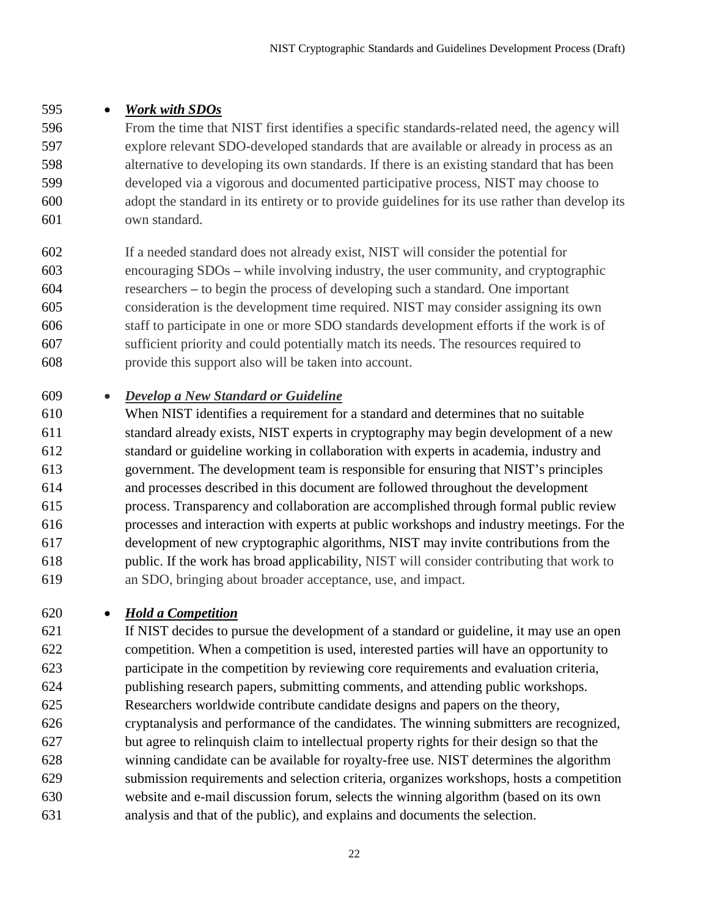- ***Work with SDOs***

  From the time that NIST first identifies a specific standards-related need, the agency will explore relevant SDO-developed standards that are available or already in process as an alternative to developing its own standards. If there is an existing standard that has been developed via a vigorous and documented participative process, NIST may choose to adopt the standard in its entirety or to provide guidelines for its use rather than develop its own standard.

  If a needed standard does not already exist, NIST will consider the potential for encouraging SDOs – while involving industry, the user community, and cryptographic researchers – to begin the process of developing such a standard. One important consideration is the development time required. NIST may consider assigning its own staff to participate in one or more SDO standards development efforts if the work is of sufficient priority and could potentially match its needs. The resources required to provide this support also will be taken into account.

- ***Develop a New Standard or Guideline***

  When NIST identifies a requirement for a standard and determines that no suitable standard already exists, NIST experts in cryptography may begin development of a new standard or guideline working in collaboration with experts in academia, industry and government. The development team is responsible for ensuring that NIST's principles and processes described in this document are followed throughout the development process. Transparency and collaboration are accomplished through formal public review processes and interaction with experts at public workshops and industry meetings. For the development of new cryptographic algorithms, NIST may invite contributions from the public. If the work has broad applicability, NIST will consider contributing that work to an SDO, bringing about broader acceptance, use, and impact.

- ***Hold a Competition***

  If NIST decides to pursue the development of a standard or guideline, it may use an open competition. When a competition is used, interested parties will have an opportunity to participate in the competition by reviewing core requirements and evaluation criteria, publishing research papers, submitting comments, and attending public workshops. Researchers worldwide contribute candidate designs and papers on the theory, cryptanalysis and performance of the candidates. The winning submitters are recognized, but agree to relinquish claim to intellectual property rights for their design so that the winning candidate can be available for royalty-free use. NIST determines the algorithm submission requirements and selection criteria, organizes workshops, hosts a competition website and e-mail discussion forum, selects the winning algorithm (based on its own analysis and that of the public), and explains and documents the selection.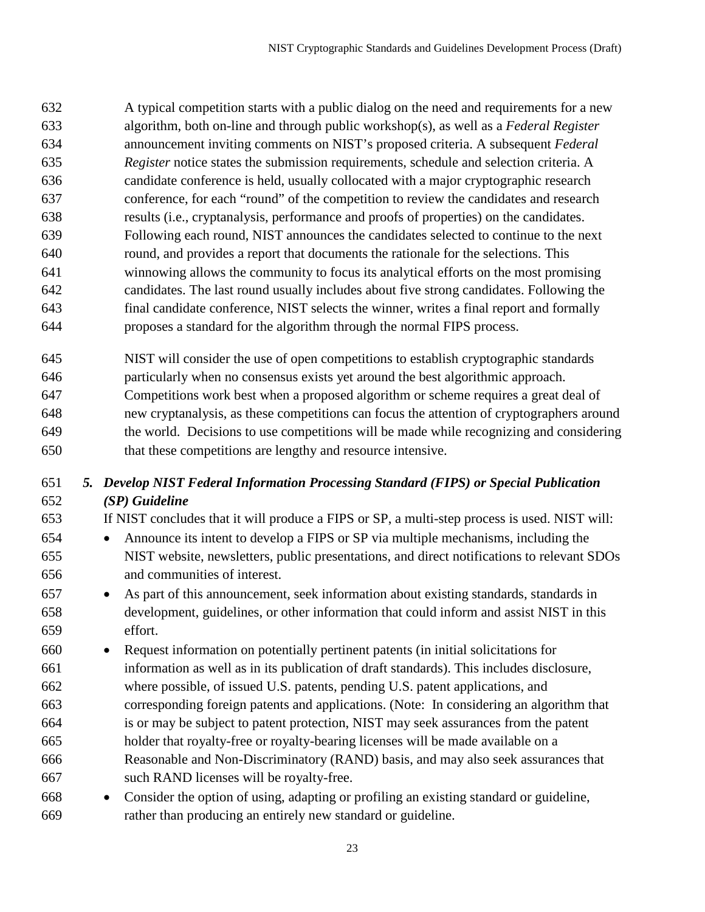A typical competition starts with a public dialog on the need and requirements for a new algorithm, both on-line and through public workshop(s), as well as a *Federal Register* announcement inviting comments on NIST's proposed criteria. A subsequent *Federal Register* notice states the submission requirements, schedule and selection criteria. A candidate conference is held, usually collocated with a major cryptographic research conference, for each "round" of the competition to review the candidates and research results (i.e., cryptanalysis, performance and proofs of properties) on the candidates. Following each round, NIST announces the candidates selected to continue to the next round, and provides a report that documents the rationale for the selections. This winnowing allows the community to focus its analytical efforts on the most promising candidates. The last round usually includes about five strong candidates. Following the final candidate conference, NIST selects the winner, writes a final report and formally proposes a standard for the algorithm through the normal FIPS process.

NIST will consider the use of open competitions to establish cryptographic standards particularly when no consensus exists yet around the best algorithmic approach. Competitions work best when a proposed algorithm or scheme requires a great deal of new cryptanalysis, as these competitions can focus the attention of cryptographers around the world. Decisions to use competitions will be made while recognizing and considering that these competitions are lengthy and resource intensive.

### *5. Develop NIST Federal Information Processing Standard (FIPS) or Special Publication (SP) Guideline*

If NIST concludes that it will produce a FIPS or SP, a multi-step process is used. NIST will:

- Announce its intent to develop a FIPS or SP via multiple mechanisms, including the NIST website, newsletters, public presentations, and direct notifications to relevant SDOs and communities of interest.
- As part of this announcement, seek information about existing standards, standards in development, guidelines, or other information that could inform and assist NIST in this effort.
- Request information on potentially pertinent patents (in initial solicitations for information as well as in its publication of draft standards). This includes disclosure, where possible, of issued U.S. patents, pending U.S. patent applications, and corresponding foreign patents and applications. (Note: In considering an algorithm that is or may be subject to patent protection, NIST may seek assurances from the patent holder that royalty-free or royalty-bearing licenses will be made available on a Reasonable and Non-Discriminatory (RAND) basis, and may also seek assurances that such RAND licenses will be royalty-free.
- Consider the option of using, adapting or profiling an existing standard or guideline, rather than producing an entirely new standard or guideline.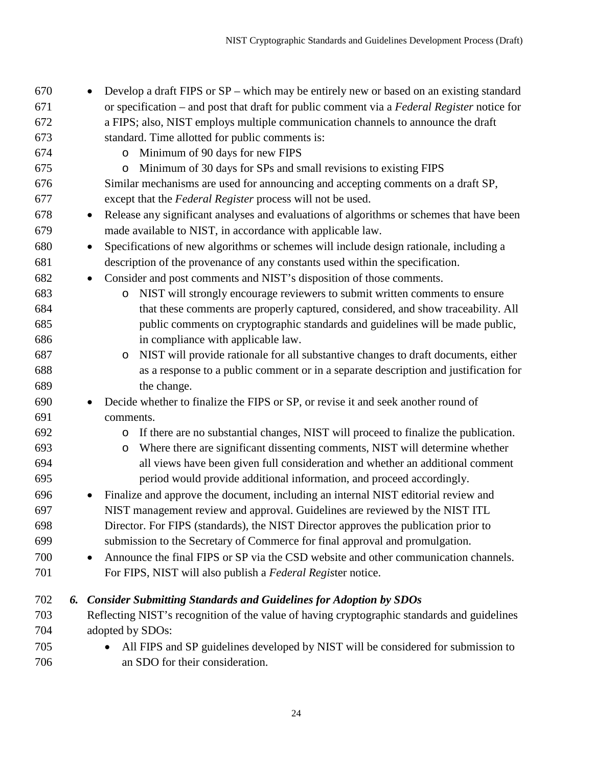- Develop a draft FIPS or SP – which may be entirely new or based on an existing standard or specification – and post that draft for public comment via a *Federal Register* notice for a FIPS; also, NIST employs multiple communication channels to announce the draft standard. Time allotted for public comments is:
  - Minimum of 90 days for new FIPS
  - Minimum of 30 days for SPs and small revisions to existing FIPS

  Similar mechanisms are used for announcing and accepting comments on a draft SP, except that the *Federal Register* process will not be used.
- Release any significant analyses and evaluations of algorithms or schemes that have been made available to NIST, in accordance with applicable law.
- Specifications of new algorithms or schemes will include design rationale, including a description of the provenance of any constants used within the specification.
- Consider and post comments and NIST's disposition of those comments.
  - NIST will strongly encourage reviewers to submit written comments to ensure that these comments are properly captured, considered, and show traceability. All public comments on cryptographic standards and guidelines will be made public, in compliance with applicable law.
  - NIST will provide rationale for all substantive changes to draft documents, either as a response to a public comment or in a separate description and justification for the change.
- Decide whether to finalize the FIPS or SP, or revise it and seek another round of comments.
  - If there are no substantial changes, NIST will proceed to finalize the publication.
  - Where there are significant dissenting comments, NIST will determine whether all views have been given full consideration and whether an additional comment period would provide additional information, and proceed accordingly.
- Finalize and approve the document, including an internal NIST editorial review and NIST management review and approval. Guidelines are reviewed by the NIST ITL Director. For FIPS (standards), the NIST Director approves the publication prior to submission to the Secretary of Commerce for final approval and promulgation.
- Announce the final FIPS or SP via the CSD website and other communication channels. For FIPS, NIST will also publish a *Federal Register* notice.

### *6. Consider Submitting Standards and Guidelines for Adoption by SDOs*

Reflecting NIST's recognition of the value of having cryptographic standards and guidelines adopted by SDOs:

- All FIPS and SP guidelines developed by NIST will be considered for submission to an SDO for their consideration.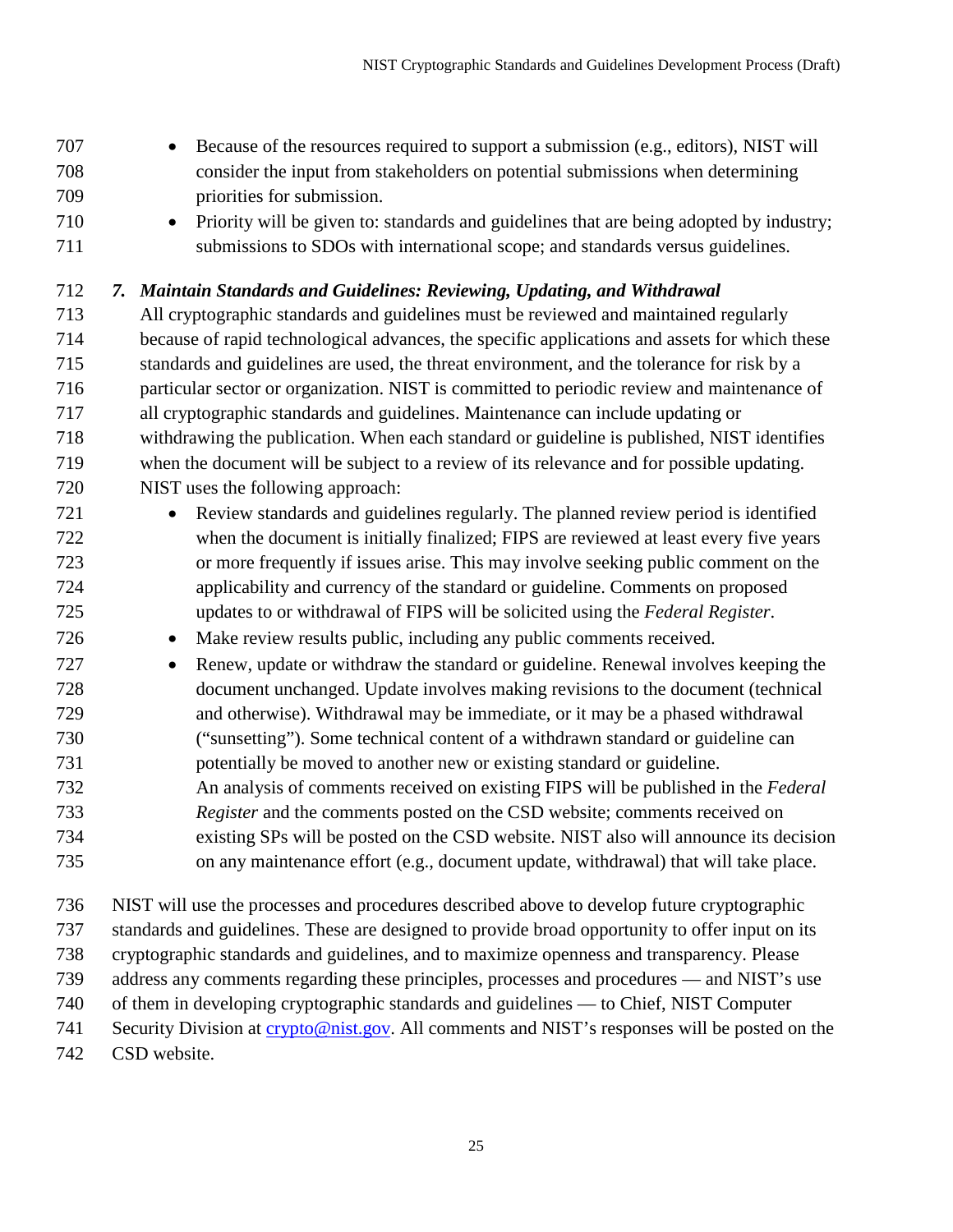- Because of the resources required to support a submission (e.g., editors), NIST will consider the input from stakeholders on potential submissions when determining priorities for submission.
- Priority will be given to: standards and guidelines that are being adopted by industry; submissions to SDOs with international scope; and standards versus guidelines.

### 7. *Maintain Standards and Guidelines: Reviewing, Updating, and Withdrawal*

All cryptographic standards and guidelines must be reviewed and maintained regularly because of rapid technological advances, the specific applications and assets for which these standards and guidelines are used, the threat environment, and the tolerance for risk by a particular sector or organization. NIST is committed to periodic review and maintenance of all cryptographic standards and guidelines. Maintenance can include updating or withdrawing the publication. When each standard or guideline is published, NIST identifies when the document will be subject to a review of its relevance and for possible updating. NIST uses the following approach:

- Review standards and guidelines regularly. The planned review period is identified when the document is initially finalized; FIPS are reviewed at least every five years or more frequently if issues arise. This may involve seeking public comment on the applicability and currency of the standard or guideline. Comments on proposed updates to or withdrawal of FIPS will be solicited using the *Federal Register*.
- Make review results public, including any public comments received.
- Renew, update or withdraw the standard or guideline. Renewal involves keeping the document unchanged. Update involves making revisions to the document (technical and otherwise). Withdrawal may be immediate, or it may be a phased withdrawal ("sunsetting"). Some technical content of a withdrawn standard or guideline can potentially be moved to another new or existing standard or guideline.

  An analysis of comments received on existing FIPS will be published in the *Federal Register* and the comments posted on the CSD website; comments received on existing SPs will be posted on the CSD website. NIST also will announce its decision on any maintenance effort (e.g., document update, withdrawal) that will take place.

NIST will use the processes and procedures described above to develop future cryptographic standards and guidelines. These are designed to provide broad opportunity to offer input on its cryptographic standards and guidelines, and to maximize openness and transparency. Please address any comments regarding these principles, processes and procedures — and NIST's use of them in developing cryptographic standards and guidelines — to Chief, NIST Computer Security Division at crypto@nist.gov. All comments and NIST's responses will be posted on the CSD website.